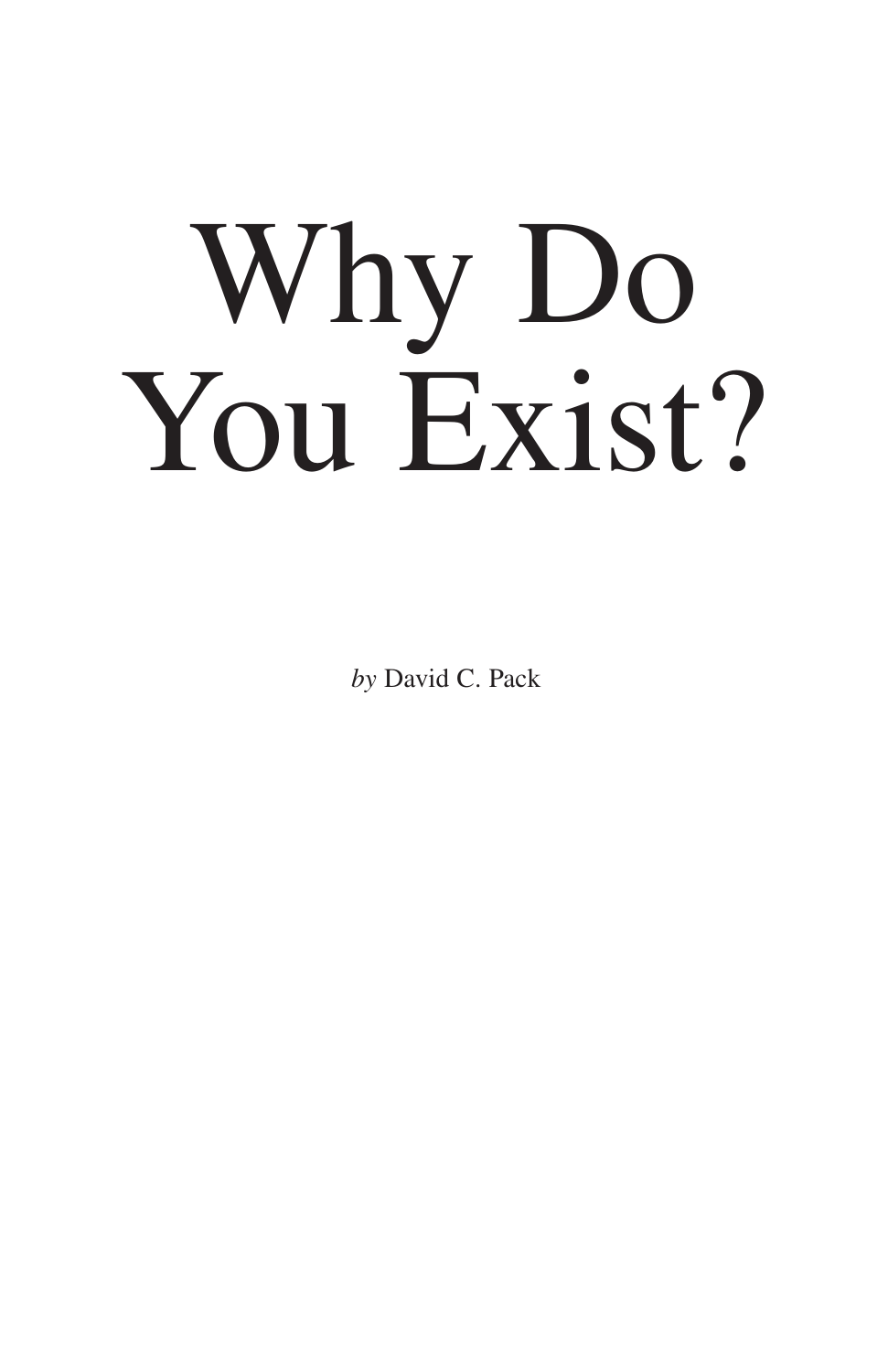# Why Do You Exist?

*by* David C. Pack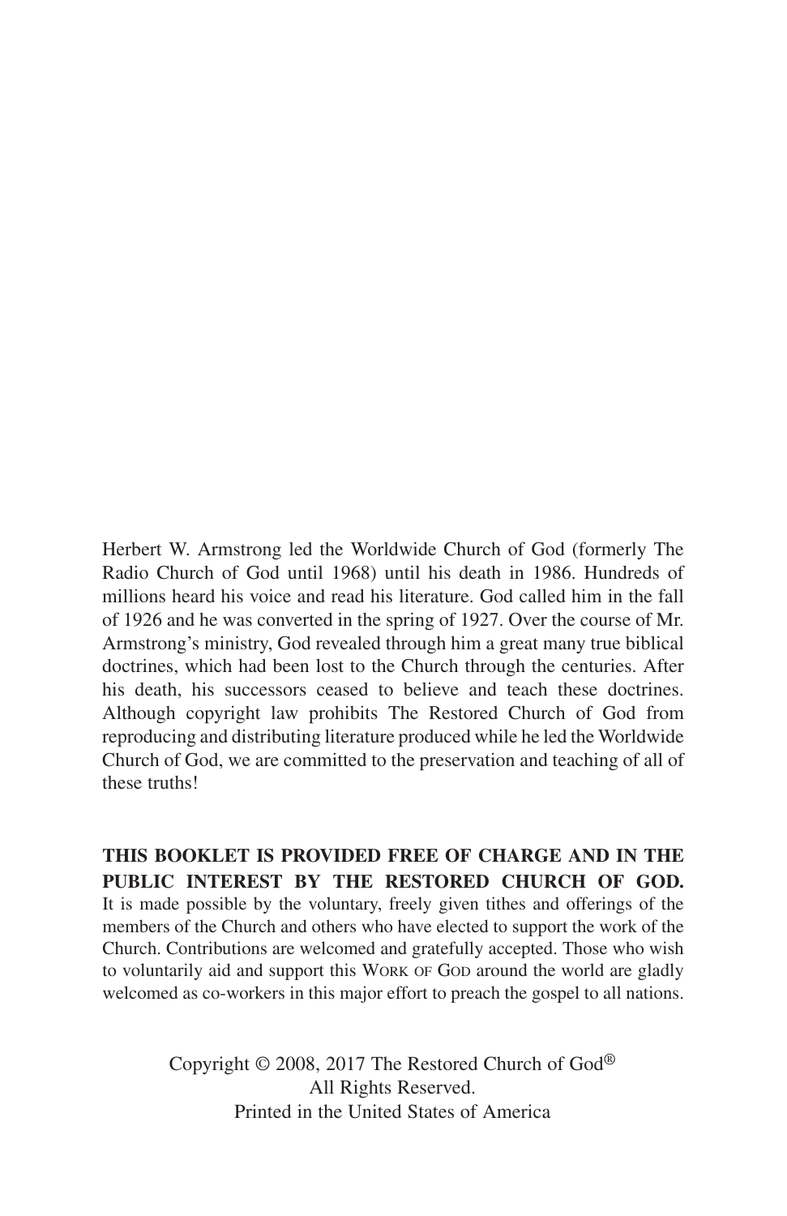Herbert W. Armstrong led the Worldwide Church of God (formerly The Radio Church of God until 1968) until his death in 1986. Hundreds of millions heard his voice and read his literature. God called him in the fall of 1926 and he was converted in the spring of 1927. Over the course of Mr. Armstrong's ministry, God revealed through him a great many true biblical doctrines, which had been lost to the Church through the centuries. After his death, his successors ceased to believe and teach these doctrines. Although copyright law prohibits The Restored Church of God from reproducing and distributing literature produced while he led the Worldwide Church of God, we are committed to the preservation and teaching of all of these truths!

**THIS BOOKLET IS PROVIDED FREE OF CHARGE AND IN THE PUBLIC INTEREST BY THE RESTORED CHURCH OF GOD.** It is made possible by the voluntary, freely given tithes and offerings of the members of the Church and others who have elected to support the work of the Church. Contributions are welcomed and gratefully accepted. Those who wish to voluntarily aid and support this WORK OF GOD around the world are gladly welcomed as co-workers in this major effort to preach the gospel to all nations.

Copyright © 2008, 2017 The Restored Church of God®
All Rights Reserved.
Printed in the United States of America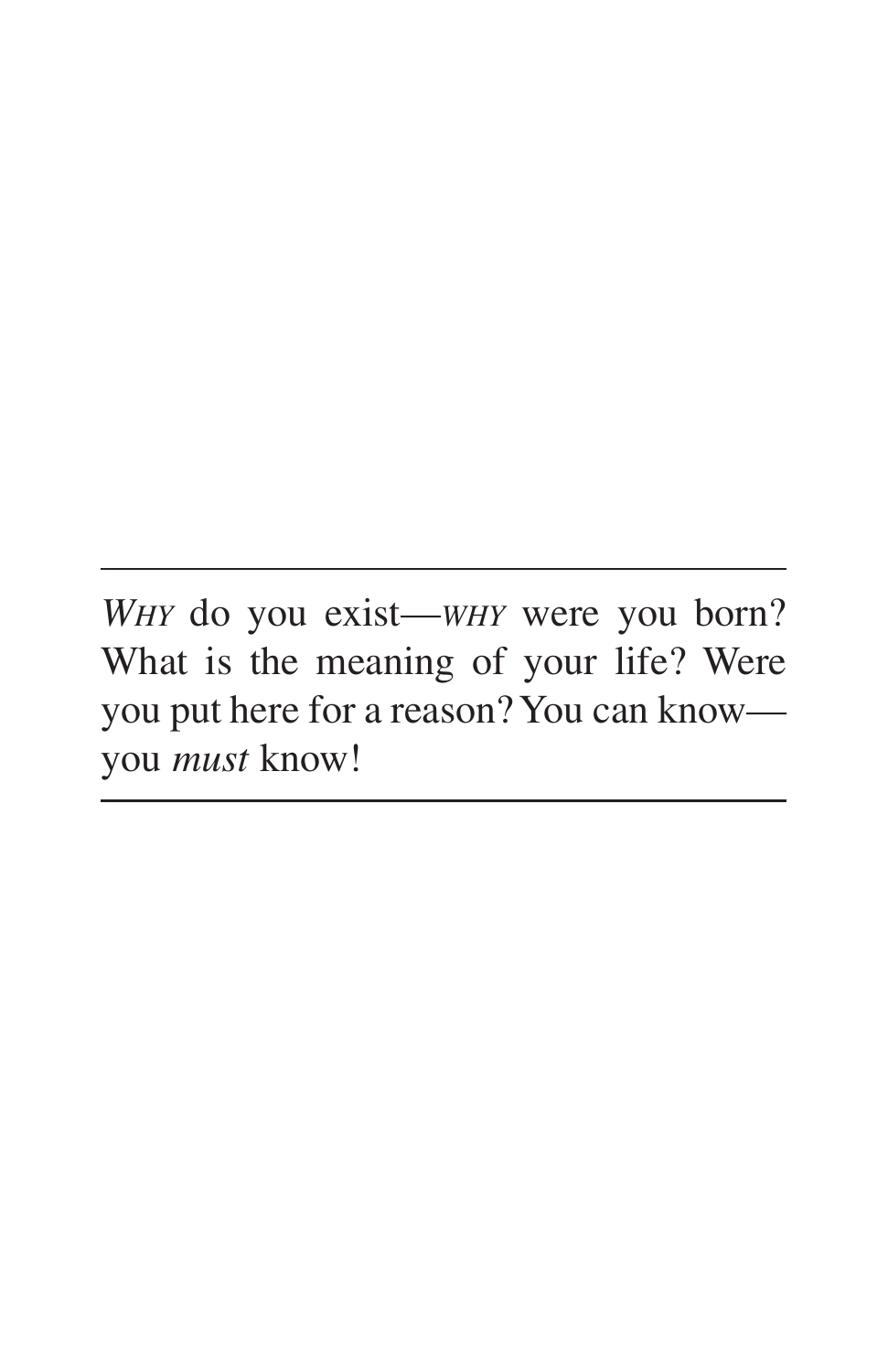---

*WHY* do you exist—*WHY* were you born? What is the meaning of your life? Were you put here for a reason? You can know—you *must* know!

---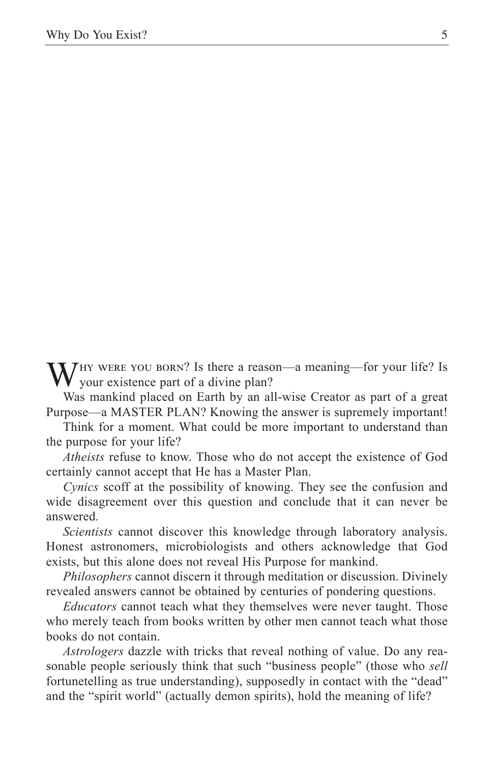WHY WERE YOU BORN? Is there a reason—a meaning—for your life? Is your existence part of a divine plan?

Was mankind placed on Earth by an all-wise Creator as part of a great Purpose—a MASTER PLAN? Knowing the answer is supremely important!

Think for a moment. What could be more important to understand than the purpose for your life?

*Atheists* refuse to know. Those who do not accept the existence of God certainly cannot accept that He has a Master Plan.

*Cynics* scoff at the possibility of knowing. They see the confusion and wide disagreement over this question and conclude that it can never be answered.

*Scientists* cannot discover this knowledge through laboratory analysis. Honest astronomers, microbiologists and others acknowledge that God exists, but this alone does not reveal His Purpose for mankind.

*Philosophers* cannot discern it through meditation or discussion. Divinely revealed answers cannot be obtained by centuries of pondering questions.

*Educators* cannot teach what they themselves were never taught. Those who merely teach from books written by other men cannot teach what those books do not contain.

*Astrologers* dazzle with tricks that reveal nothing of value. Do any reasonable people seriously think that such "business people" (those who *sell* fortunetelling as true understanding), supposedly in contact with the "dead" and the "spirit world" (actually demon spirits), hold the meaning of life?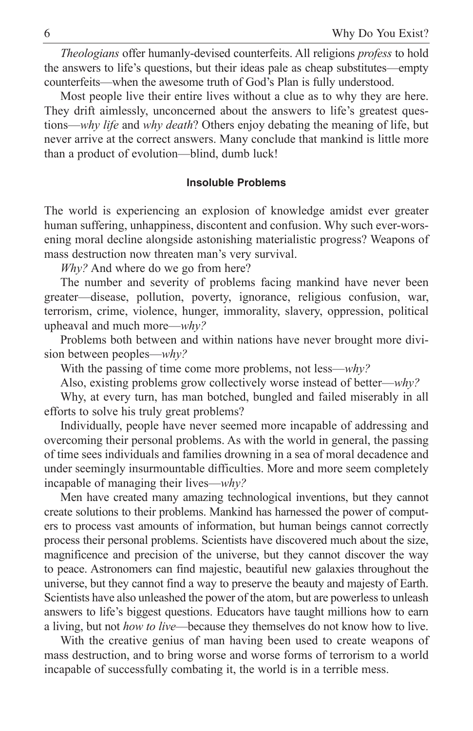*Theologians* offer humanly-devised counterfeits. All religions *profess* to hold the answers to life's questions, but their ideas pale as cheap substitutes—empty counterfeits—when the awesome truth of God's Plan is fully understood.

Most people live their entire lives without a clue as to why they are here. They drift aimlessly, unconcerned about the answers to life's greatest questions—*why life* and *why death*? Others enjoy debating the meaning of life, but never arrive at the correct answers. Many conclude that mankind is little more than a product of evolution—blind, dumb luck!

#### Insoluble Problems

The world is experiencing an explosion of knowledge amidst ever greater human suffering, unhappiness, discontent and confusion. Why such ever-worsening moral decline alongside astonishing materialistic progress? Weapons of mass destruction now threaten man's very survival.

*Why?* And where do we go from here?

The number and severity of problems facing mankind have never been greater—disease, pollution, poverty, ignorance, religious confusion, war, terrorism, crime, violence, hunger, immorality, slavery, oppression, political upheaval and much more—*why?*

Problems both between and within nations have never brought more division between peoples—*why?*

With the passing of time come more problems, not less—*why?*

Also, existing problems grow collectively worse instead of better—*why?*

Why, at every turn, has man botched, bungled and failed miserably in all efforts to solve his truly great problems?

Individually, people have never seemed more incapable of addressing and overcoming their personal problems. As with the world in general, the passing of time sees individuals and families drowning in a sea of moral decadence and under seemingly insurmountable difficulties. More and more seem completely incapable of managing their lives—*why?*

Men have created many amazing technological inventions, but they cannot create solutions to their problems. Mankind has harnessed the power of computers to process vast amounts of information, but human beings cannot correctly process their personal problems. Scientists have discovered much about the size, magnificence and precision of the universe, but they cannot discover the way to peace. Astronomers can find majestic, beautiful new galaxies throughout the universe, but they cannot find a way to preserve the beauty and majesty of Earth. Scientists have also unleashed the power of the atom, but are powerless to unleash answers to life's biggest questions. Educators have taught millions how to earn a living, but not *how to live*—because they themselves do not know how to live.

With the creative genius of man having been used to create weapons of mass destruction, and to bring worse and worse forms of terrorism to a world incapable of successfully combating it, the world is in a terrible mess.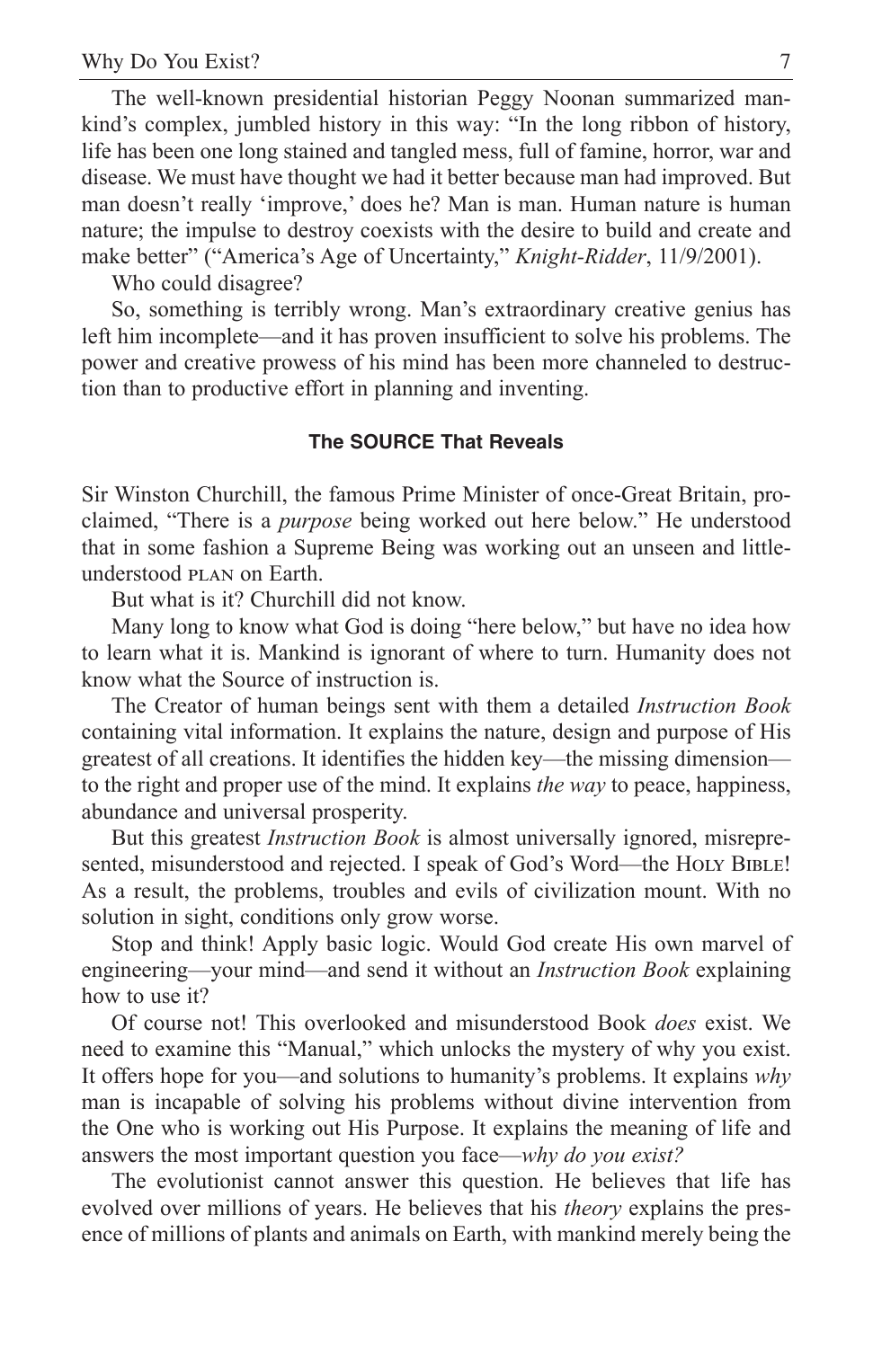The well-known presidential historian Peggy Noonan summarized mankind's complex, jumbled history in this way: "In the long ribbon of history, life has been one long stained and tangled mess, full of famine, horror, war and disease. We must have thought we had it better because man had improved. But man doesn't really 'improve,' does he? Man is man. Human nature is human nature; the impulse to destroy coexists with the desire to build and create and make better" ("America's Age of Uncertainty," *Knight-Ridder*, 11/9/2001).

Who could disagree?

So, something is terribly wrong. Man's extraordinary creative genius has left him incomplete—and it has proven insufficient to solve his problems. The power and creative prowess of his mind has been more channeled to destruction than to productive effort in planning and inventing.

### The SOURCE That Reveals

Sir Winston Churchill, the famous Prime Minister of once-Great Britain, proclaimed, "There is a *purpose* being worked out here below." He understood that in some fashion a Supreme Being was working out an unseen and little-understood PLAN on Earth.

But what is it? Churchill did not know.

Many long to know what God is doing "here below," but have no idea how to learn what it is. Mankind is ignorant of where to turn. Humanity does not know what the Source of instruction is.

The Creator of human beings sent with them a detailed *Instruction Book* containing vital information. It explains the nature, design and purpose of His greatest of all creations. It identifies the hidden key—the missing dimension—to the right and proper use of the mind. It explains *the way* to peace, happiness, abundance and universal prosperity.

But this greatest *Instruction Book* is almost universally ignored, misrepresented, misunderstood and rejected. I speak of God's Word—the HOLY BIBLE! As a result, the problems, troubles and evils of civilization mount. With no solution in sight, conditions only grow worse.

Stop and think! Apply basic logic. Would God create His own marvel of engineering—your mind—and send it without an *Instruction Book* explaining how to use it?

Of course not! This overlooked and misunderstood Book *does* exist. We need to examine this "Manual," which unlocks the mystery of why you exist. It offers hope for you—and solutions to humanity's problems. It explains *why* man is incapable of solving his problems without divine intervention from the One who is working out His Purpose. It explains the meaning of life and answers the most important question you face—*why do you exist?*

The evolutionist cannot answer this question. He believes that life has evolved over millions of years. He believes that his *theory* explains the presence of millions of plants and animals on Earth, with mankind merely being the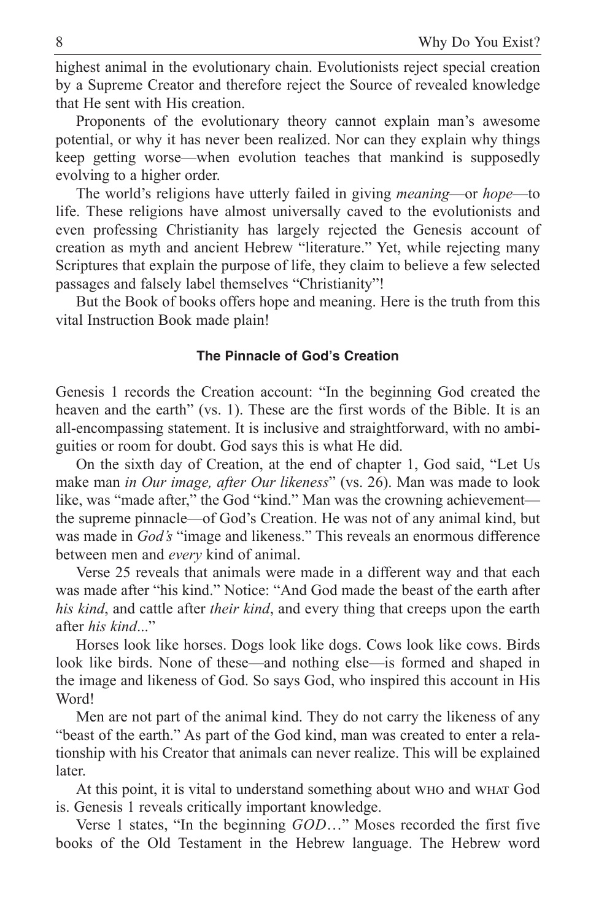highest animal in the evolutionary chain. Evolutionists reject special creation by a Supreme Creator and therefore reject the Source of revealed knowledge that He sent with His creation.

Proponents of the evolutionary theory cannot explain man's awesome potential, or why it has never been realized. Nor can they explain why things keep getting worse—when evolution teaches that mankind is supposedly evolving to a higher order.

The world's religions have utterly failed in giving *meaning*—or *hope*—to life. These religions have almost universally caved to the evolutionists and even professing Christianity has largely rejected the Genesis account of creation as myth and ancient Hebrew "literature." Yet, while rejecting many Scriptures that explain the purpose of life, they claim to believe a few selected passages and falsely label themselves "Christianity"!

But the Book of books offers hope and meaning. Here is the truth from this vital Instruction Book made plain!

### The Pinnacle of God's Creation

Genesis 1 records the Creation account: "In the beginning God created the heaven and the earth" (vs. 1). These are the first words of the Bible. It is an all-encompassing statement. It is inclusive and straightforward, with no ambiguities or room for doubt. God says this is what He did.

On the sixth day of Creation, at the end of chapter 1, God said, "Let Us make man *in Our image, after Our likeness*" (vs. 26). Man was made to look like, was "made after," the God "kind." Man was the crowning achievement—the supreme pinnacle—of God's Creation. He was not of any animal kind, but was made in *God's* "image and likeness." This reveals an enormous difference between men and *every* kind of animal.

Verse 25 reveals that animals were made in a different way and that each was made after "his kind." Notice: "And God made the beast of the earth after *his kind*, and cattle after *their kind*, and every thing that creeps upon the earth after *his kind*..."

Horses look like horses. Dogs look like dogs. Cows look like cows. Birds look like birds. None of these—and nothing else—is formed and shaped in the image and likeness of God. So says God, who inspired this account in His Word!

Men are not part of the animal kind. They do not carry the likeness of any "beast of the earth." As part of the God kind, man was created to enter a relationship with his Creator that animals can never realize. This will be explained later.

At this point, it is vital to understand something about WHO and WHAT God is. Genesis 1 reveals critically important knowledge.

Verse 1 states, "In the beginning *GOD*…" Moses recorded the first five books of the Old Testament in the Hebrew language. The Hebrew word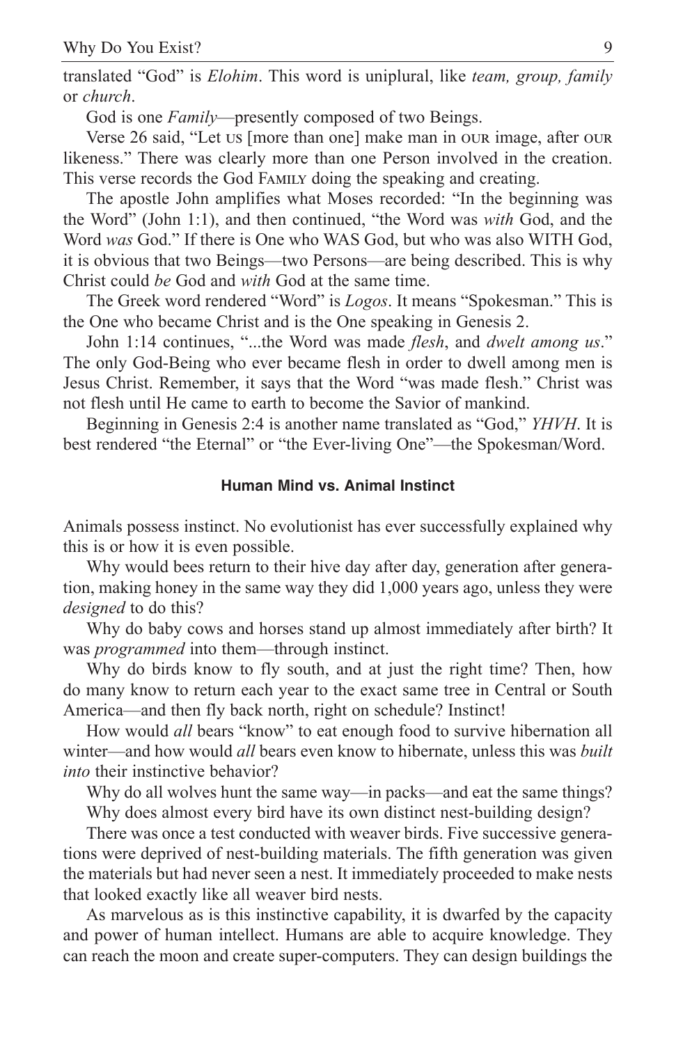translated "God" is *Elohim*. This word is uniplural, like *team, group, family* or *church*.

God is one *Family*—presently composed of two Beings.

Verse 26 said, "Let US [more than one] make man in OUR image, after OUR likeness." There was clearly more than one Person involved in the creation. This verse records the God FAMILY doing the speaking and creating.

The apostle John amplifies what Moses recorded: "In the beginning was the Word" (John 1:1), and then continued, "the Word was *with* God, and the Word *was* God." If there is One who WAS God, but who was also WITH God, it is obvious that two Beings—two Persons—are being described. This is why Christ could *be* God and *with* God at the same time.

The Greek word rendered "Word" is *Logos*. It means "Spokesman." This is the One who became Christ and is the One speaking in Genesis 2.

John 1:14 continues, "...the Word was made *flesh*, and *dwelt among us*." The only God-Being who ever became flesh in order to dwell among men is Jesus Christ. Remember, it says that the Word "was made flesh." Christ was not flesh until He came to earth to become the Savior of mankind.

Beginning in Genesis 2:4 is another name translated as "God," *YHVH*. It is best rendered "the Eternal" or "the Ever-living One"—the Spokesman/Word.

#### Human Mind vs. Animal Instinct

Animals possess instinct. No evolutionist has ever successfully explained why this is or how it is even possible.

Why would bees return to their hive day after day, generation after generation, making honey in the same way they did 1,000 years ago, unless they were *designed* to do this?

Why do baby cows and horses stand up almost immediately after birth? It was *programmed* into them—through instinct.

Why do birds know to fly south, and at just the right time? Then, how do many know to return each year to the exact same tree in Central or South America—and then fly back north, right on schedule? Instinct!

How would *all* bears "know" to eat enough food to survive hibernation all winter—and how would *all* bears even know to hibernate, unless this was *built into* their instinctive behavior?

Why do all wolves hunt the same way—in packs—and eat the same things?

Why does almost every bird have its own distinct nest-building design?

There was once a test conducted with weaver birds. Five successive generations were deprived of nest-building materials. The fifth generation was given the materials but had never seen a nest. It immediately proceeded to make nests that looked exactly like all weaver bird nests.

As marvelous as is this instinctive capability, it is dwarfed by the capacity and power of human intellect. Humans are able to acquire knowledge. They can reach the moon and create super-computers. They can design buildings the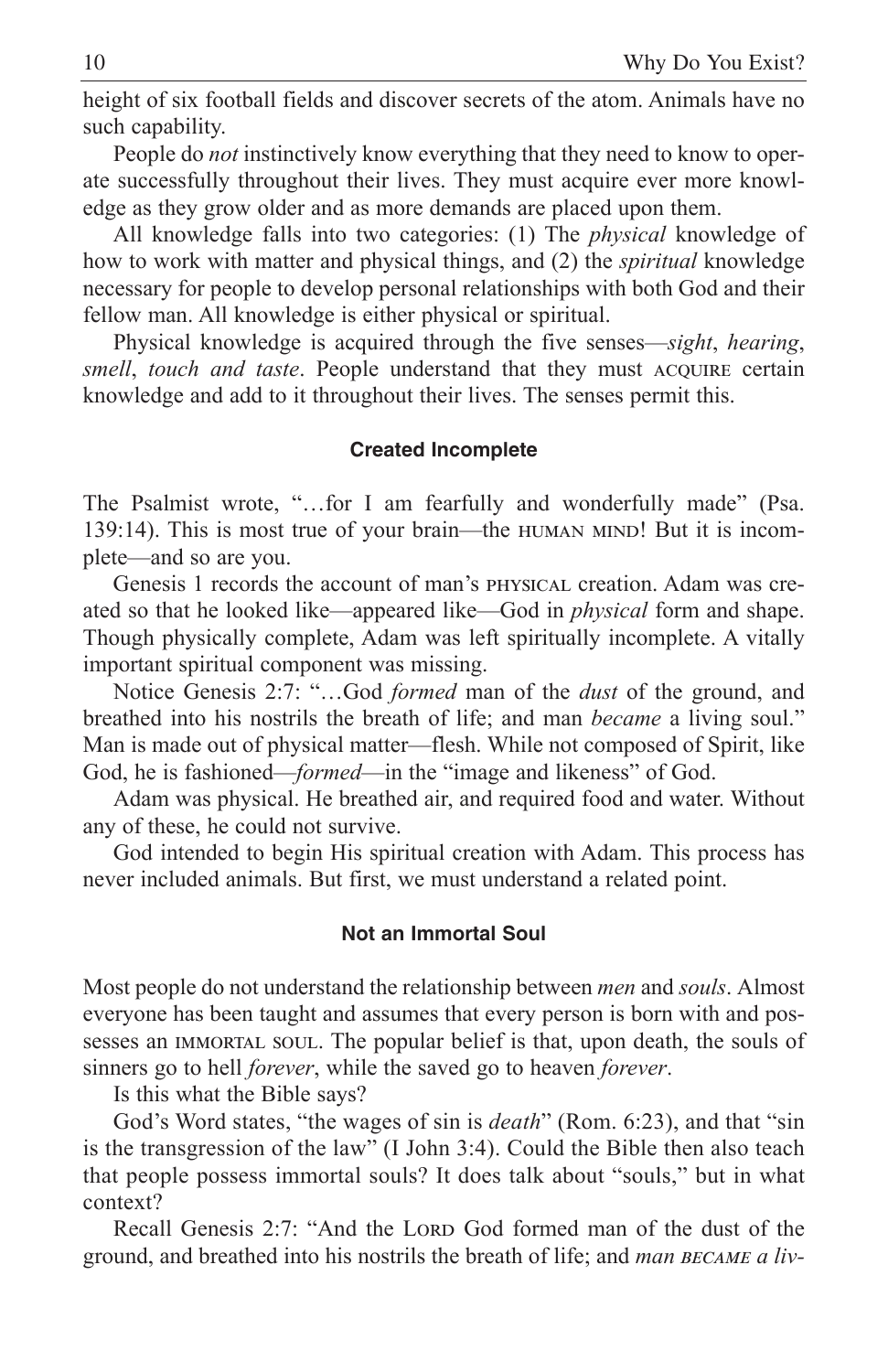height of six football fields and discover secrets of the atom. Animals have no such capability.

People do *not* instinctively know everything that they need to know to operate successfully throughout their lives. They must acquire ever more knowledge as they grow older and as more demands are placed upon them.

All knowledge falls into two categories: (1) The *physical* knowledge of how to work with matter and physical things, and (2) the *spiritual* knowledge necessary for people to develop personal relationships with both God and their fellow man. All knowledge is either physical or spiritual.

Physical knowledge is acquired through the five senses—*sight*, *hearing*, *smell*, *touch and taste*. People understand that they must ACQUIRE certain knowledge and add to it throughout their lives. The senses permit this.

### Created Incomplete

The Psalmist wrote, "…for I am fearfully and wonderfully made" (Psa. 139:14). This is most true of your brain—the HUMAN MIND! But it is incomplete—and so are you.

Genesis 1 records the account of man's PHYSICAL creation. Adam was created so that he looked like—appeared like—God in *physical* form and shape. Though physically complete, Adam was left spiritually incomplete. A vitally important spiritual component was missing.

Notice Genesis 2:7: "…God *formed* man of the *dust* of the ground, and breathed into his nostrils the breath of life; and man *became* a living soul." Man is made out of physical matter—flesh. While not composed of Spirit, like God, he is fashioned—*formed*—in the "image and likeness" of God.

Adam was physical. He breathed air, and required food and water. Without any of these, he could not survive.

God intended to begin His spiritual creation with Adam. This process has never included animals. But first, we must understand a related point.

### Not an Immortal Soul

Most people do not understand the relationship between *men* and *souls*. Almost everyone has been taught and assumes that every person is born with and possesses an IMMORTAL SOUL. The popular belief is that, upon death, the souls of sinners go to hell *forever*, while the saved go to heaven *forever*.

Is this what the Bible says?

God's Word states, "the wages of sin is *death*" (Rom. 6:23), and that "sin is the transgression of the law" (I John 3:4). Could the Bible then also teach that people possess immortal souls? It does talk about "souls," but in what context?

Recall Genesis 2:7: "And the LORD God formed man of the dust of the ground, and breathed into his nostrils the breath of life; and *man BECAME a liv-*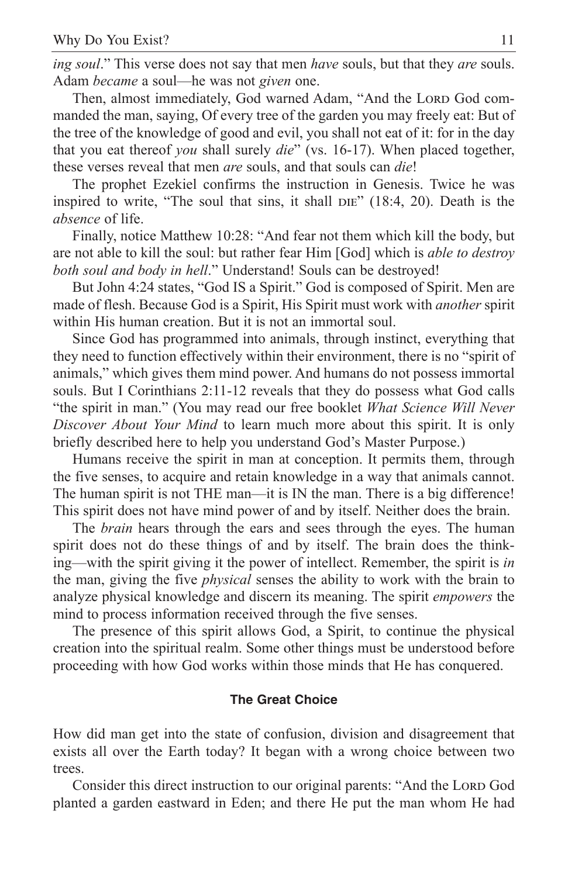*ing soul*." This verse does not say that men *have* souls, but that they *are* souls. Adam *became* a soul—he was not *given* one.

Then, almost immediately, God warned Adam, "And the LORD God commanded the man, saying, Of every tree of the garden you may freely eat: But of the tree of the knowledge of good and evil, you shall not eat of it: for in the day that you eat thereof *you* shall surely *die*" (vs. 16-17). When placed together, these verses reveal that men *are* souls, and that souls can *die*!

The prophet Ezekiel confirms the instruction in Genesis. Twice he was inspired to write, "The soul that sins, it shall DIE" (18:4, 20). Death is the *absence* of life.

Finally, notice Matthew 10:28: "And fear not them which kill the body, but are not able to kill the soul: but rather fear Him [God] which is *able to destroy both soul and body in hell*." Understand! Souls can be destroyed!

But John 4:24 states, "God IS a Spirit." God is composed of Spirit. Men are made of flesh. Because God is a Spirit, His Spirit must work with *another* spirit within His human creation. But it is not an immortal soul.

Since God has programmed into animals, through instinct, everything that they need to function effectively within their environment, there is no "spirit of animals," which gives them mind power. And humans do not possess immortal souls. But I Corinthians 2:11-12 reveals that they do possess what God calls "the spirit in man." (You may read our free booklet *What Science Will Never Discover About Your Mind* to learn much more about this spirit. It is only briefly described here to help you understand God's Master Purpose.)

Humans receive the spirit in man at conception. It permits them, through the five senses, to acquire and retain knowledge in a way that animals cannot. The human spirit is not THE man—it is IN the man. There is a big difference! This spirit does not have mind power of and by itself. Neither does the brain.

The *brain* hears through the ears and sees through the eyes. The human spirit does not do these things of and by itself. The brain does the thinking—with the spirit giving it the power of intellect. Remember, the spirit is *in* the man, giving the five *physical* senses the ability to work with the brain to analyze physical knowledge and discern its meaning. The spirit *empowers* the mind to process information received through the five senses.

The presence of this spirit allows God, a Spirit, to continue the physical creation into the spiritual realm. Some other things must be understood before proceeding with how God works within those minds that He has conquered.

### The Great Choice

How did man get into the state of confusion, division and disagreement that exists all over the Earth today? It began with a wrong choice between two trees.

Consider this direct instruction to our original parents: "And the LORD God planted a garden eastward in Eden; and there He put the man whom He had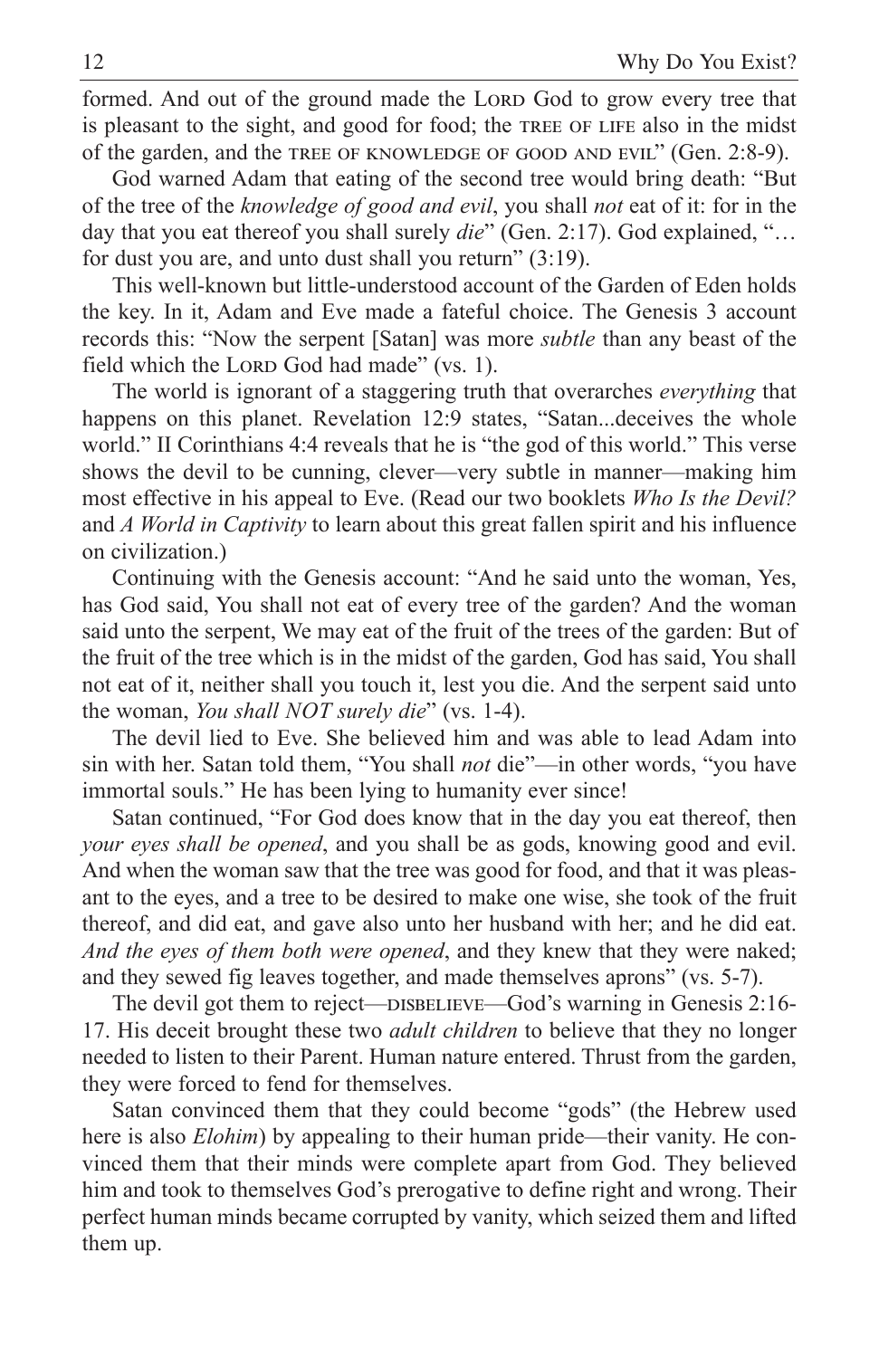formed. And out of the ground made the LORD God to grow every tree that is pleasant to the sight, and good for food; the TREE OF LIFE also in the midst of the garden, and the TREE OF KNOWLEDGE OF GOOD AND EVIL" (Gen. 2:8-9).

God warned Adam that eating of the second tree would bring death: "But of the tree of the *knowledge of good and evil*, you shall *not* eat of it: for in the day that you eat thereof you shall surely *die*" (Gen. 2:17). God explained, "…for dust you are, and unto dust shall you return" (3:19).

This well-known but little-understood account of the Garden of Eden holds the key. In it, Adam and Eve made a fateful choice. The Genesis 3 account records this: "Now the serpent [Satan] was more *subtle* than any beast of the field which the LORD God had made" (vs. 1).

The world is ignorant of a staggering truth that overarches *everything* that happens on this planet. Revelation 12:9 states, "Satan...deceives the whole world." II Corinthians 4:4 reveals that he is "the god of this world." This verse shows the devil to be cunning, clever—very subtle in manner—making him most effective in his appeal to Eve. (Read our two booklets *Who Is the Devil?* and *A World in Captivity* to learn about this great fallen spirit and his influence on civilization.)

Continuing with the Genesis account: "And he said unto the woman, Yes, has God said, You shall not eat of every tree of the garden? And the woman said unto the serpent, We may eat of the fruit of the trees of the garden: But of the fruit of the tree which is in the midst of the garden, God has said, You shall not eat of it, neither shall you touch it, lest you die. And the serpent said unto the woman, *You shall NOT surely die*" (vs. 1-4).

The devil lied to Eve. She believed him and was able to lead Adam into sin with her. Satan told them, "You shall *not* die"—in other words, "you have immortal souls." He has been lying to humanity ever since!

Satan continued, "For God does know that in the day you eat thereof, then *your eyes shall be opened*, and you shall be as gods, knowing good and evil. And when the woman saw that the tree was good for food, and that it was pleasant to the eyes, and a tree to be desired to make one wise, she took of the fruit thereof, and did eat, and gave also unto her husband with her; and he did eat. *And the eyes of them both were opened*, and they knew that they were naked; and they sewed fig leaves together, and made themselves aprons" (vs. 5-7).

The devil got them to reject—DISBELIEVE—God's warning in Genesis 2:16-17. His deceit brought these two *adult children* to believe that they no longer needed to listen to their Parent. Human nature entered. Thrust from the garden, they were forced to fend for themselves.

Satan convinced them that they could become "gods" (the Hebrew used here is also *Elohim*) by appealing to their human pride—their vanity. He convinced them that their minds were complete apart from God. They believed him and took to themselves God's prerogative to define right and wrong. Their perfect human minds became corrupted by vanity, which seized them and lifted them up.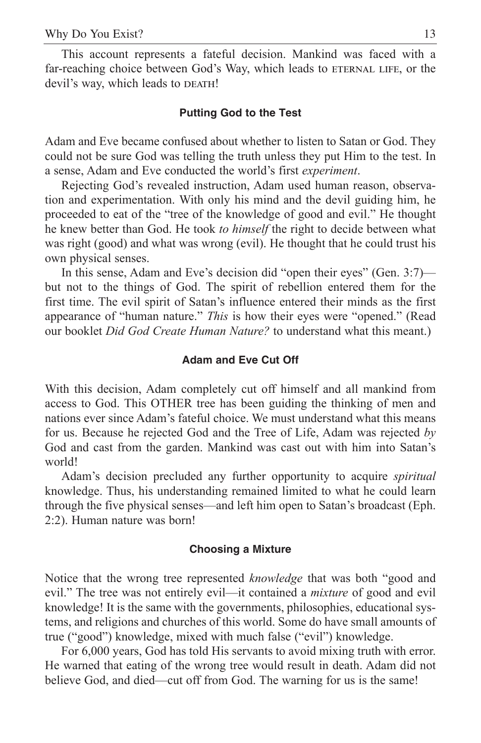This account represents a fateful decision. Mankind was faced with a far-reaching choice between God's Way, which leads to ETERNAL LIFE, or the devil's way, which leads to DEATH!

### Putting God to the Test

Adam and Eve became confused about whether to listen to Satan or God. They could not be sure God was telling the truth unless they put Him to the test. In a sense, Adam and Eve conducted the world's first *experiment*.

Rejecting God's revealed instruction, Adam used human reason, observation and experimentation. With only his mind and the devil guiding him, he proceeded to eat of the "tree of the knowledge of good and evil." He thought he knew better than God. He took *to himself* the right to decide between what was right (good) and what was wrong (evil). He thought that he could trust his own physical senses.

In this sense, Adam and Eve's decision did "open their eyes" (Gen. 3:7)—but not to the things of God. The spirit of rebellion entered them for the first time. The evil spirit of Satan's influence entered their minds as the first appearance of "human nature." *This* is how their eyes were "opened." (Read our booklet *Did God Create Human Nature?* to understand what this meant.)

### Adam and Eve Cut Off

With this decision, Adam completely cut off himself and all mankind from access to God. This OTHER tree has been guiding the thinking of men and nations ever since Adam's fateful choice. We must understand what this means for us. Because he rejected God and the Tree of Life, Adam was rejected *by* God and cast from the garden. Mankind was cast out with him into Satan's world!

Adam's decision precluded any further opportunity to acquire *spiritual* knowledge. Thus, his understanding remained limited to what he could learn through the five physical senses—and left him open to Satan's broadcast (Eph. 2:2). Human nature was born!

### Choosing a Mixture

Notice that the wrong tree represented *knowledge* that was both "good and evil." The tree was not entirely evil—it contained a *mixture* of good and evil knowledge! It is the same with the governments, philosophies, educational systems, and religions and churches of this world. Some do have small amounts of true ("good") knowledge, mixed with much false ("evil") knowledge.

For 6,000 years, God has told His servants to avoid mixing truth with error. He warned that eating of the wrong tree would result in death. Adam did not believe God, and died—cut off from God. The warning for us is the same!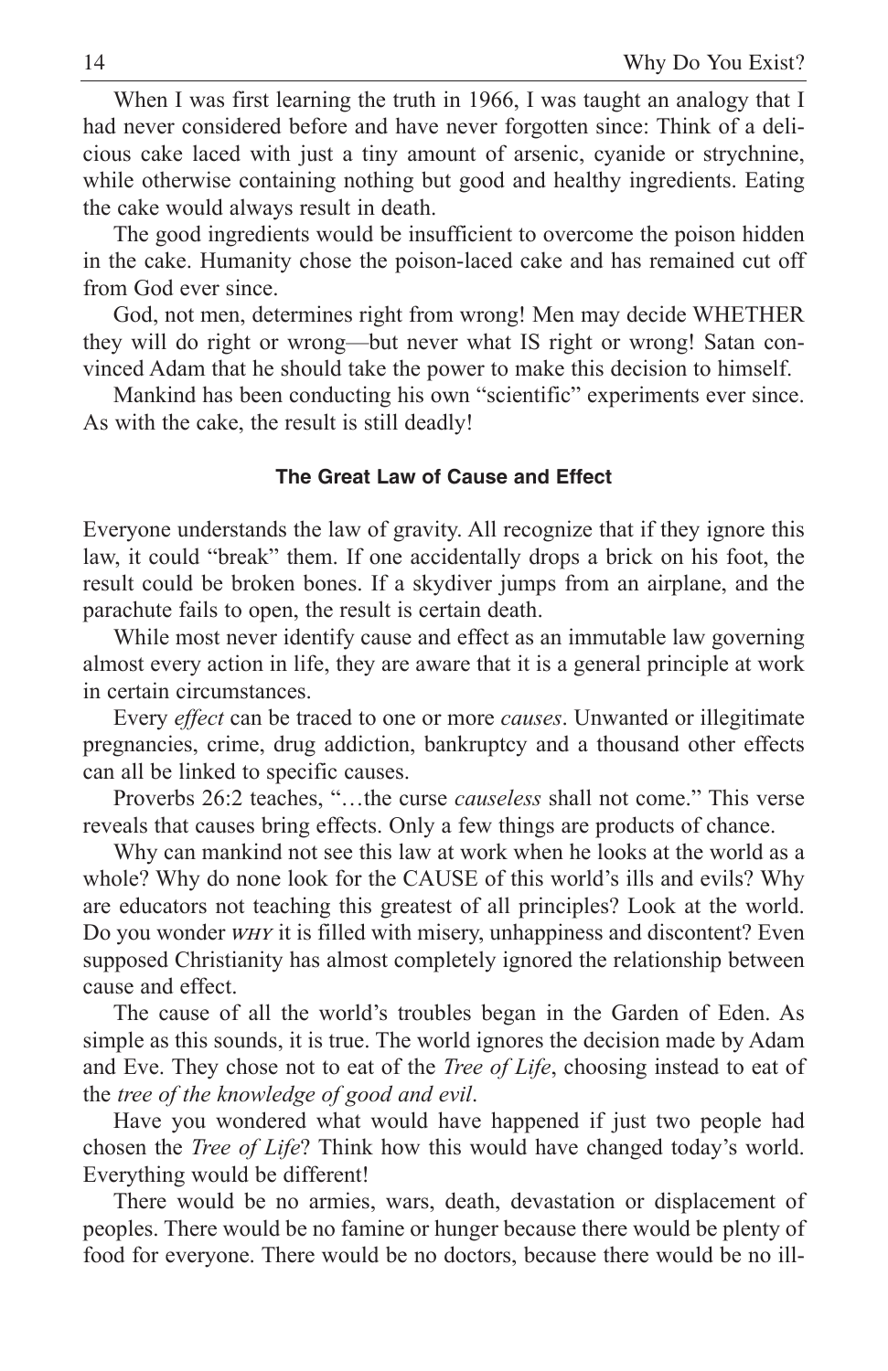When I was first learning the truth in 1966, I was taught an analogy that I had never considered before and have never forgotten since: Think of a delicious cake laced with just a tiny amount of arsenic, cyanide or strychnine, while otherwise containing nothing but good and healthy ingredients. Eating the cake would always result in death.

The good ingredients would be insufficient to overcome the poison hidden in the cake. Humanity chose the poison-laced cake and has remained cut off from God ever since.

God, not men, determines right from wrong! Men may decide WHETHER they will do right or wrong—but never what IS right or wrong! Satan convinced Adam that he should take the power to make this decision to himself.

Mankind has been conducting his own "scientific" experiments ever since. As with the cake, the result is still deadly!

### The Great Law of Cause and Effect

Everyone understands the law of gravity. All recognize that if they ignore this law, it could "break" them. If one accidentally drops a brick on his foot, the result could be broken bones. If a skydiver jumps from an airplane, and the parachute fails to open, the result is certain death.

While most never identify cause and effect as an immutable law governing almost every action in life, they are aware that it is a general principle at work in certain circumstances.

Every *effect* can be traced to one or more *causes*. Unwanted or illegitimate pregnancies, crime, drug addiction, bankruptcy and a thousand other effects can all be linked to specific causes.

Proverbs 26:2 teaches, "…the curse *causeless* shall not come." This verse reveals that causes bring effects. Only a few things are products of chance.

Why can mankind not see this law at work when he looks at the world as a whole? Why do none look for the CAUSE of this world's ills and evils? Why are educators not teaching this greatest of all principles? Look at the world. Do you wonder *WHY* it is filled with misery, unhappiness and discontent? Even supposed Christianity has almost completely ignored the relationship between cause and effect.

The cause of all the world's troubles began in the Garden of Eden. As simple as this sounds, it is true. The world ignores the decision made by Adam and Eve. They chose not to eat of the *Tree of Life*, choosing instead to eat of the *tree of the knowledge of good and evil*.

Have you wondered what would have happened if just two people had chosen the *Tree of Life*? Think how this would have changed today's world. Everything would be different!

There would be no armies, wars, death, devastation or displacement of peoples. There would be no famine or hunger because there would be plenty of food for everyone. There would be no doctors, because there would be no ill-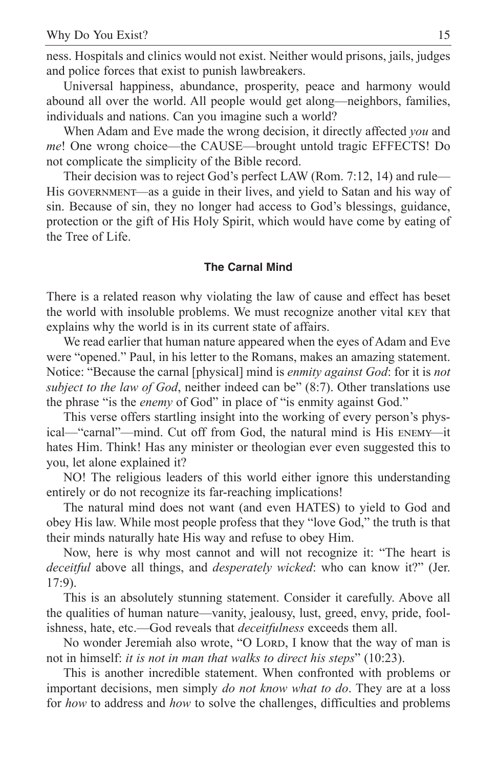ness. Hospitals and clinics would not exist. Neither would prisons, jails, judges and police forces that exist to punish lawbreakers.

Universal happiness, abundance, prosperity, peace and harmony would abound all over the world. All people would get along—neighbors, families, individuals and nations. Can you imagine such a world?

When Adam and Eve made the wrong decision, it directly affected *you* and *me*! One wrong choice—the CAUSE—brought untold tragic EFFECTS! Do not complicate the simplicity of the Bible record.

Their decision was to reject God's perfect LAW (Rom. 7:12, 14) and rule—His GOVERNMENT—as a guide in their lives, and yield to Satan and his way of sin. Because of sin, they no longer had access to God's blessings, guidance, protection or the gift of His Holy Spirit, which would have come by eating of the Tree of Life.

### The Carnal Mind

There is a related reason why violating the law of cause and effect has beset the world with insoluble problems. We must recognize another vital KEY that explains why the world is in its current state of affairs.

We read earlier that human nature appeared when the eyes of Adam and Eve were "opened." Paul, in his letter to the Romans, makes an amazing statement. Notice: "Because the carnal [physical] mind is *enmity against God*: for it is *not subject to the law of God*, neither indeed can be" (8:7). Other translations use the phrase "is the *enemy* of God" in place of "is enmity against God."

This verse offers startling insight into the working of every person's physical—"carnal"—mind. Cut off from God, the natural mind is His ENEMY—it hates Him. Think! Has any minister or theologian ever even suggested this to you, let alone explained it?

NO! The religious leaders of this world either ignore this understanding entirely or do not recognize its far-reaching implications!

The natural mind does not want (and even HATES) to yield to God and obey His law. While most people profess that they "love God," the truth is that their minds naturally hate His way and refuse to obey Him.

Now, here is why most cannot and will not recognize it: "The heart is *deceitful* above all things, and *desperately wicked*: who can know it?" (Jer. 17:9).

This is an absolutely stunning statement. Consider it carefully. Above all the qualities of human nature—vanity, jealousy, lust, greed, envy, pride, foolishness, hate, etc.—God reveals that *deceitfulness* exceeds them all.

No wonder Jeremiah also wrote, "O LORD, I know that the way of man is not in himself: *it is not in man that walks to direct his steps*" (10:23).

This is another incredible statement. When confronted with problems or important decisions, men simply *do not know what to do*. They are at a loss for *how* to address and *how* to solve the challenges, difficulties and problems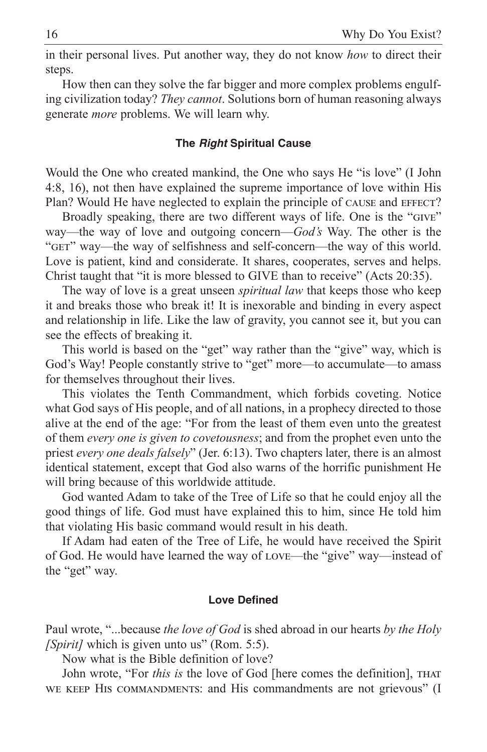in their personal lives. Put another way, they do not know *how* to direct their steps.

How then can they solve the far bigger and more complex problems engulfing civilization today? *They cannot*. Solutions born of human reasoning always generate *more* problems. We will learn why.

### The *Right* Spiritual Cause

Would the One who created mankind, the One who says He "is love" (I John 4:8, 16), not then have explained the supreme importance of love within His Plan? Would He have neglected to explain the principle of CAUSE and EFFECT?

Broadly speaking, there are two different ways of life. One is the "GIVE" way—the way of love and outgoing concern—*God's* Way. The other is the "GET" way—the way of selfishness and self-concern—the way of this world. Love is patient, kind and considerate. It shares, cooperates, serves and helps. Christ taught that "it is more blessed to GIVE than to receive" (Acts 20:35).

The way of love is a great unseen *spiritual law* that keeps those who keep it and breaks those who break it! It is inexorable and binding in every aspect and relationship in life. Like the law of gravity, you cannot see it, but you can see the effects of breaking it.

This world is based on the "get" way rather than the "give" way, which is God's Way! People constantly strive to "get" more—to accumulate—to amass for themselves throughout their lives.

This violates the Tenth Commandment, which forbids coveting. Notice what God says of His people, and of all nations, in a prophecy directed to those alive at the end of the age: "For from the least of them even unto the greatest of them *every one is given to covetousness*; and from the prophet even unto the priest *every one deals falsely*" (Jer. 6:13). Two chapters later, there is an almost identical statement, except that God also warns of the horrific punishment He will bring because of this worldwide attitude.

God wanted Adam to take of the Tree of Life so that he could enjoy all the good things of life. God must have explained this to him, since He told him that violating His basic command would result in his death.

If Adam had eaten of the Tree of Life, he would have received the Spirit of God. He would have learned the way of LOVE—the "give" way—instead of the "get" way.

### Love Defined

Paul wrote, "...because *the love of God* is shed abroad in our hearts *by the Holy [Spirit]* which is given unto us" (Rom. 5:5).

Now what is the Bible definition of love?

John wrote, "For *this is* the love of God [here comes the definition], THAT WE KEEP HIS COMMANDMENTS: and His commandments are not grievous" (I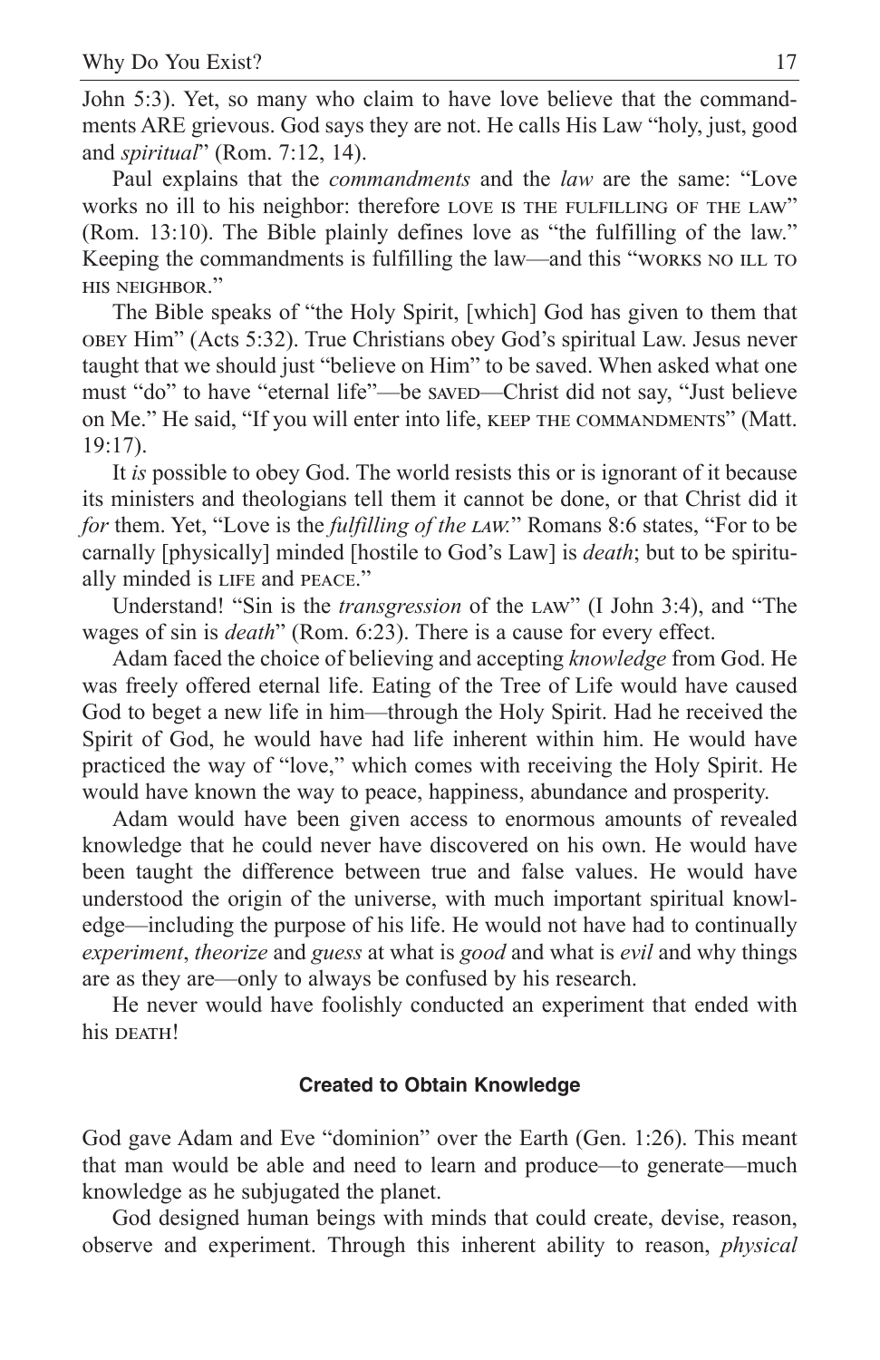John 5:3). Yet, so many who claim to have love believe that the commandments ARE grievous. God says they are not. He calls His Law "holy, just, good and *spiritual*" (Rom. 7:12, 14).

Paul explains that the *commandments* and the *law* are the same: "Love works no ill to his neighbor: therefore LOVE IS THE FULFILLING OF THE LAW" (Rom. 13:10). The Bible plainly defines love as "the fulfilling of the law." Keeping the commandments is fulfilling the law—and this "WORKS NO ILL TO HIS NEIGHBOR."

The Bible speaks of "the Holy Spirit, [which] God has given to them that OBEY Him" (Acts 5:32). True Christians obey God's spiritual Law. Jesus never taught that we should just "believe on Him" to be saved. When asked what one must "do" to have "eternal life"—be SAVED—Christ did not say, "Just believe on Me." He said, "If you will enter into life, KEEP THE COMMANDMENTS" (Matt. 19:17).

It *is* possible to obey God. The world resists this or is ignorant of it because its ministers and theologians tell them it cannot be done, or that Christ did it *for* them. Yet, "Love is the *fulfilling of the LAW*." Romans 8:6 states, "For to be carnally [physically] minded [hostile to God's Law] is *death*; but to be spiritually minded is LIFE and PEACE."

Understand! "Sin is the *transgression* of the LAW" (I John 3:4), and "The wages of sin is *death*" (Rom. 6:23). There is a cause for every effect.

Adam faced the choice of believing and accepting *knowledge* from God. He was freely offered eternal life. Eating of the Tree of Life would have caused God to beget a new life in him—through the Holy Spirit. Had he received the Spirit of God, he would have had life inherent within him. He would have practiced the way of "love," which comes with receiving the Holy Spirit. He would have known the way to peace, happiness, abundance and prosperity.

Adam would have been given access to enormous amounts of revealed knowledge that he could never have discovered on his own. He would have been taught the difference between true and false values. He would have understood the origin of the universe, with much important spiritual knowledge—including the purpose of his life. He would not have had to continually *experiment*, *theorize* and *guess* at what is *good* and what is *evil* and why things are as they are—only to always be confused by his research.

He never would have foolishly conducted an experiment that ended with his DEATH!

### Created to Obtain Knowledge

God gave Adam and Eve "dominion" over the Earth (Gen. 1:26). This meant that man would be able and need to learn and produce—to generate—much knowledge as he subjugated the planet.

God designed human beings with minds that could create, devise, reason, observe and experiment. Through this inherent ability to reason, *physical*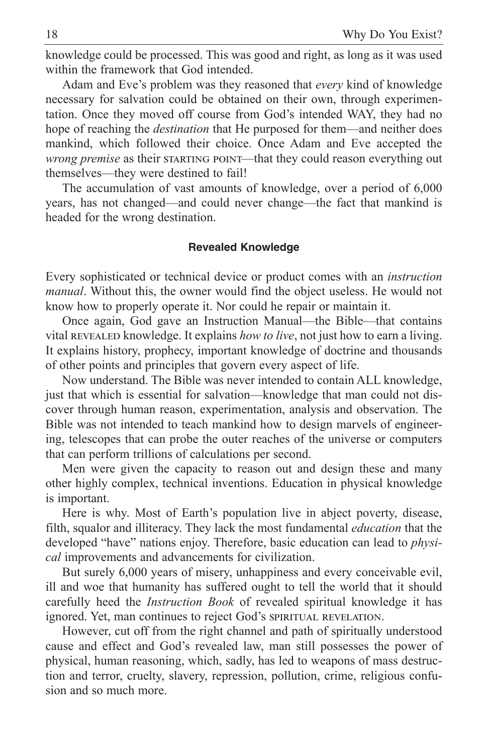knowledge could be processed. This was good and right, as long as it was used within the framework that God intended.

Adam and Eve's problem was they reasoned that *every* kind of knowledge necessary for salvation could be obtained on their own, through experimentation. Once they moved off course from God's intended WAY, they had no hope of reaching the *destination* that He purposed for them—and neither does mankind, which followed their choice. Once Adam and Eve accepted the *wrong premise* as their STARTING POINT—that they could reason everything out themselves—they were destined to fail!

The accumulation of vast amounts of knowledge, over a period of 6,000 years, has not changed—and could never change—the fact that mankind is headed for the wrong destination.

### Revealed Knowledge

Every sophisticated or technical device or product comes with an *instruction manual*. Without this, the owner would find the object useless. He would not know how to properly operate it. Nor could he repair or maintain it.

Once again, God gave an Instruction Manual—the Bible—that contains vital REVEALED knowledge. It explains *how to live*, not just how to earn a living. It explains history, prophecy, important knowledge of doctrine and thousands of other points and principles that govern every aspect of life.

Now understand. The Bible was never intended to contain ALL knowledge, just that which is essential for salvation—knowledge that man could not discover through human reason, experimentation, analysis and observation. The Bible was not intended to teach mankind how to design marvels of engineering, telescopes that can probe the outer reaches of the universe or computers that can perform trillions of calculations per second.

Men were given the capacity to reason out and design these and many other highly complex, technical inventions. Education in physical knowledge is important.

Here is why. Most of Earth's population live in abject poverty, disease, filth, squalor and illiteracy. They lack the most fundamental *education* that the developed "have" nations enjoy. Therefore, basic education can lead to *physical* improvements and advancements for civilization.

But surely 6,000 years of misery, unhappiness and every conceivable evil, ill and woe that humanity has suffered ought to tell the world that it should carefully heed the *Instruction Book* of revealed spiritual knowledge it has ignored. Yet, man continues to reject God's SPIRITUAL REVELATION.

However, cut off from the right channel and path of spiritually understood cause and effect and God's revealed law, man still possesses the power of physical, human reasoning, which, sadly, has led to weapons of mass destruction and terror, cruelty, slavery, repression, pollution, crime, religious confusion and so much more.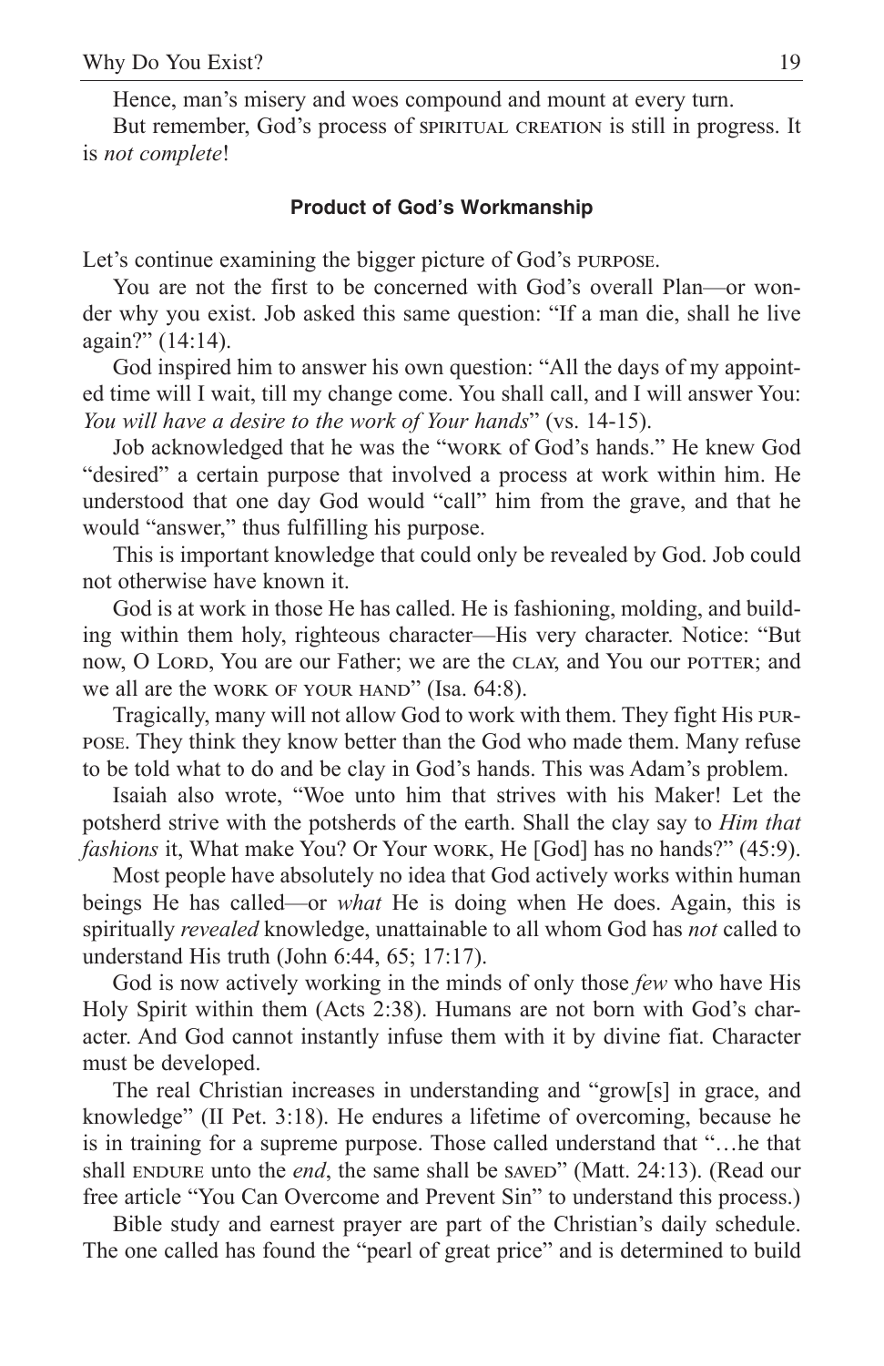Hence, man's misery and woes compound and mount at every turn.

But remember, God's process of SPIRITUAL CREATION is still in progress. It is *not complete*!

### Product of God's Workmanship

Let's continue examining the bigger picture of God's PURPOSE.

You are not the first to be concerned with God's overall Plan—or wonder why you exist. Job asked this same question: "If a man die, shall he live again?" (14:14).

God inspired him to answer his own question: "All the days of my appointed time will I wait, till my change come. You shall call, and I will answer You: *You will have a desire to the work of Your hands*" (vs. 14-15).

Job acknowledged that he was the "WORK of God's hands." He knew God "desired" a certain purpose that involved a process at work within him. He understood that one day God would "call" him from the grave, and that he would "answer," thus fulfilling his purpose.

This is important knowledge that could only be revealed by God. Job could not otherwise have known it.

God is at work in those He has called. He is fashioning, molding, and building within them holy, righteous character—His very character. Notice: "But now, O LORD, You are our Father; we are the CLAY, and You our POTTER; and we all are the WORK OF YOUR HAND" (Isa. 64:8).

Tragically, many will not allow God to work with them. They fight His PURPOSE. They think they know better than the God who made them. Many refuse to be told what to do and be clay in God's hands. This was Adam's problem.

Isaiah also wrote, "Woe unto him that strives with his Maker! Let the potsherd strive with the potsherds of the earth. Shall the clay say to *Him that fashions* it, What make You? Or Your WORK, He [God] has no hands?" (45:9).

Most people have absolutely no idea that God actively works within human beings He has called—or *what* He is doing when He does. Again, this is spiritually *revealed* knowledge, unattainable to all whom God has *not* called to understand His truth (John 6:44, 65; 17:17).

God is now actively working in the minds of only those *few* who have His Holy Spirit within them (Acts 2:38). Humans are not born with God's character. And God cannot instantly infuse them with it by divine fiat. Character must be developed.

The real Christian increases in understanding and "grow[s] in grace, and knowledge" (II Pet. 3:18). He endures a lifetime of overcoming, because he is in training for a supreme purpose. Those called understand that "…he that shall ENDURE unto the *end*, the same shall be SAVED" (Matt. 24:13). (Read our free article "You Can Overcome and Prevent Sin" to understand this process.)

Bible study and earnest prayer are part of the Christian's daily schedule. The one called has found the "pearl of great price" and is determined to build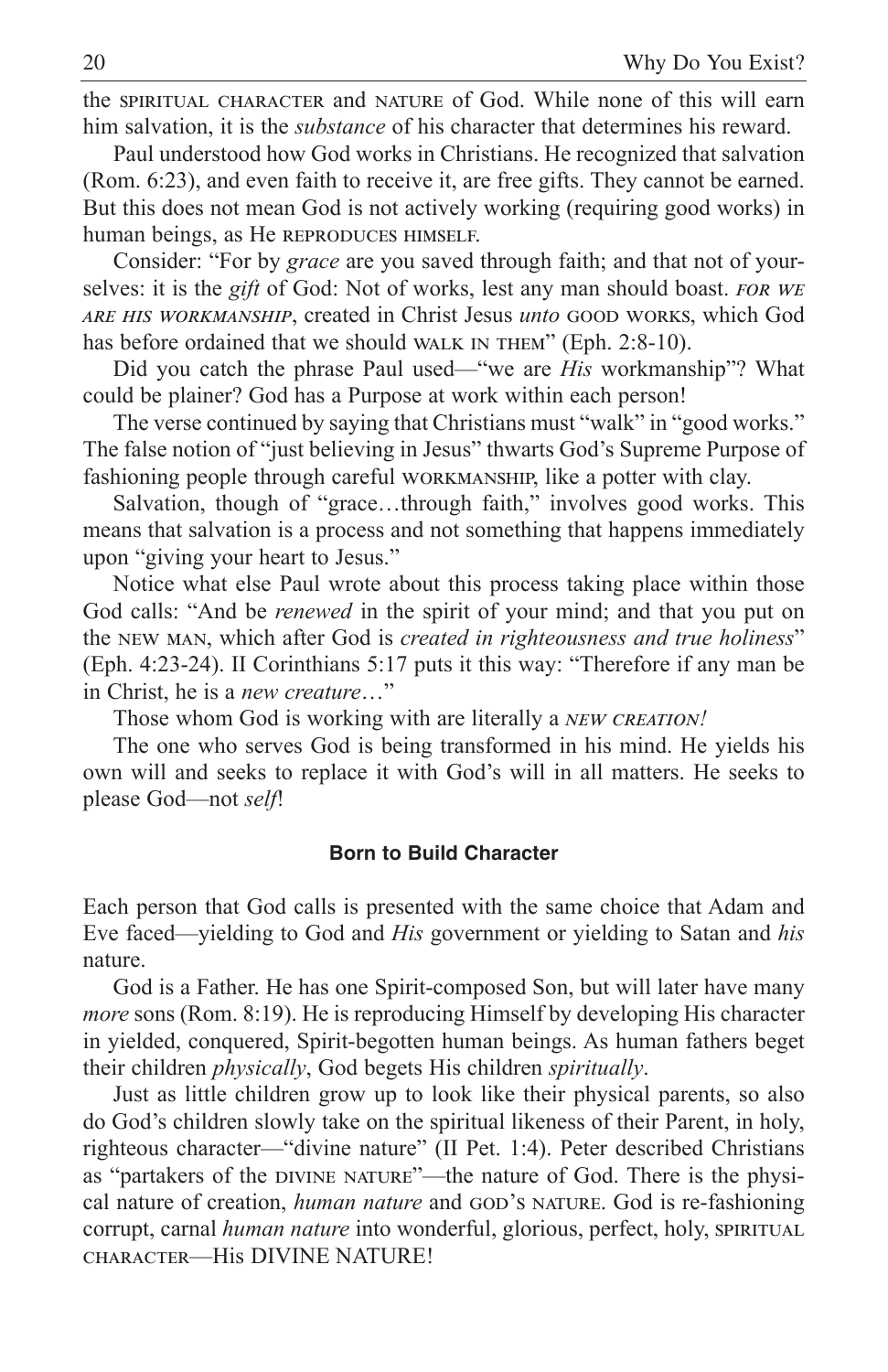the SPIRITUAL CHARACTER and NATURE of God. While none of this will earn him salvation, it is the *substance* of his character that determines his reward.

Paul understood how God works in Christians. He recognized that salvation (Rom. 6:23), and even faith to receive it, are free gifts. They cannot be earned. But this does not mean God is not actively working (requiring good works) in human beings, as He REPRODUCES HIMSELF.

Consider: "For by *grace* are you saved through faith; and that not of yourselves: it is the *gift* of God: Not of works, lest any man should boast. *FOR WE ARE HIS WORKMANSHIP*, created in Christ Jesus *unto* GOOD WORKS, which God has before ordained that we should WALK IN THEM" (Eph. 2:8-10).

Did you catch the phrase Paul used—"we are *His* workmanship"? What could be plainer? God has a Purpose at work within each person!

The verse continued by saying that Christians must "walk" in "good works." The false notion of "just believing in Jesus" thwarts God's Supreme Purpose of fashioning people through careful WORKMANSHIP, like a potter with clay.

Salvation, though of "grace…through faith," involves good works. This means that salvation is a process and not something that happens immediately upon "giving your heart to Jesus."

Notice what else Paul wrote about this process taking place within those God calls: "And be *renewed* in the spirit of your mind; and that you put on the NEW MAN, which after God is *created in righteousness and true holiness*" (Eph. 4:23-24). II Corinthians 5:17 puts it this way: "Therefore if any man be in Christ, he is a *new creature*…"

Those whom God is working with are literally a *NEW CREATION!*

The one who serves God is being transformed in his mind. He yields his own will and seeks to replace it with God's will in all matters. He seeks to please God—not *self*!

## Born to Build Character

Each person that God calls is presented with the same choice that Adam and Eve faced—yielding to God and *His* government or yielding to Satan and *his* nature.

God is a Father. He has one Spirit-composed Son, but will later have many *more* sons (Rom. 8:19). He is reproducing Himself by developing His character in yielded, conquered, Spirit-begotten human beings. As human fathers beget their children *physically*, God begets His children *spiritually*.

Just as little children grow up to look like their physical parents, so also do God's children slowly take on the spiritual likeness of their Parent, in holy, righteous character—"divine nature" (II Pet. 1:4). Peter described Christians as "partakers of the DIVINE NATURE"—the nature of God. There is the physical nature of creation, *human nature* and GOD'S NATURE. God is re-fashioning corrupt, carnal *human nature* into wonderful, glorious, perfect, holy, SPIRITUAL CHARACTER—His DIVINE NATURE!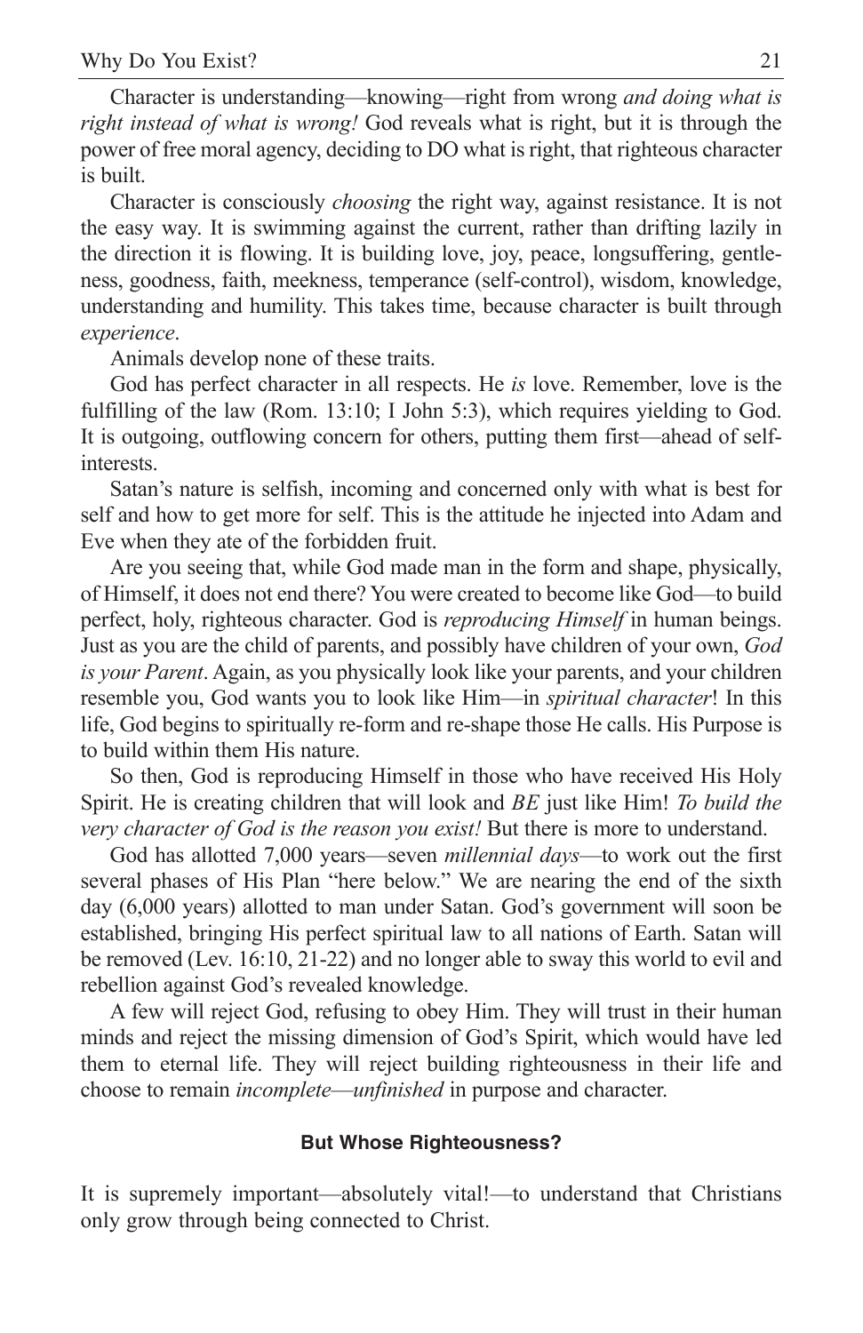Character is understanding—knowing—right from wrong *and doing what is right instead of what is wrong!* God reveals what is right, but it is through the power of free moral agency, deciding to DO what is right, that righteous character is built.

Character is consciously *choosing* the right way, against resistance. It is not the easy way. It is swimming against the current, rather than drifting lazily in the direction it is flowing. It is building love, joy, peace, longsuffering, gentleness, goodness, faith, meekness, temperance (self-control), wisdom, knowledge, understanding and humility. This takes time, because character is built through *experience*.

Animals develop none of these traits.

God has perfect character in all respects. He *is* love. Remember, love is the fulfilling of the law (Rom. 13:10; I John 5:3), which requires yielding to God. It is outgoing, outflowing concern for others, putting them first—ahead of self-interests.

Satan's nature is selfish, incoming and concerned only with what is best for self and how to get more for self. This is the attitude he injected into Adam and Eve when they ate of the forbidden fruit.

Are you seeing that, while God made man in the form and shape, physically, of Himself, it does not end there? You were created to become like God—to build perfect, holy, righteous character. God is *reproducing Himself* in human beings. Just as you are the child of parents, and possibly have children of your own, *God is your Parent*. Again, as you physically look like your parents, and your children resemble you, God wants you to look like Him—in *spiritual character*! In this life, God begins to spiritually re-form and re-shape those He calls. His Purpose is to build within them His nature.

So then, God is reproducing Himself in those who have received His Holy Spirit. He is creating children that will look and *BE* just like Him! *To build the very character of God is the reason you exist!* But there is more to understand.

God has allotted 7,000 years—seven *millennial days*—to work out the first several phases of His Plan "here below." We are nearing the end of the sixth day (6,000 years) allotted to man under Satan. God's government will soon be established, bringing His perfect spiritual law to all nations of Earth. Satan will be removed (Lev. 16:10, 21-22) and no longer able to sway this world to evil and rebellion against God's revealed knowledge.

A few will reject God, refusing to obey Him. They will trust in their human minds and reject the missing dimension of God's Spirit, which would have led them to eternal life. They will reject building righteousness in their life and choose to remain *incomplete*—*unfinished* in purpose and character.

#### But Whose Righteousness?

It is supremely important—absolutely vital!—to understand that Christians only grow through being connected to Christ.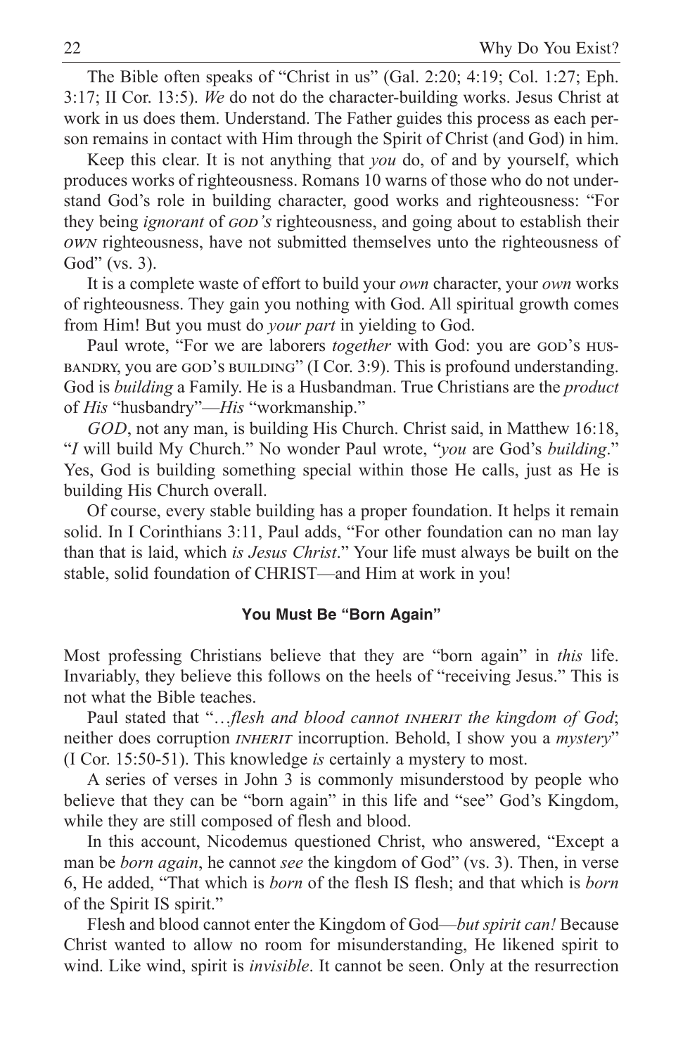The Bible often speaks of "Christ in us" (Gal. 2:20; 4:19; Col. 1:27; Eph. 3:17; II Cor. 13:5). *We* do not do the character-building works. Jesus Christ at work in us does them. Understand. The Father guides this process as each person remains in contact with Him through the Spirit of Christ (and God) in him.

Keep this clear. It is not anything that *you* do, of and by yourself, which produces works of righteousness. Romans 10 warns of those who do not understand God's role in building character, good works and righteousness: "For they being *ignorant* of *GOD'S* righteousness, and going about to establish their *OWN* righteousness, have not submitted themselves unto the righteousness of God" (vs. 3).

It is a complete waste of effort to build your *own* character, your *own* works of righteousness. They gain you nothing with God. All spiritual growth comes from Him! But you must do *your part* in yielding to God.

Paul wrote, "For we are laborers *together* with God: you are GOD'S HUSBANDRY, you are GOD'S BUILDING" (I Cor. 3:9). This is profound understanding. God is *building* a Family. He is a Husbandman. True Christians are the *product* of *His* "husbandry"—*His* "workmanship."

*GOD*, not any man, is building His Church. Christ said, in Matthew 16:18, "*I* will build My Church." No wonder Paul wrote, "*you* are God's *building*." Yes, God is building something special within those He calls, just as He is building His Church overall.

Of course, every stable building has a proper foundation. It helps it remain solid. In I Corinthians 3:11, Paul adds, "For other foundation can no man lay than that is laid, which *is Jesus Christ*." Your life must always be built on the stable, solid foundation of CHRIST—and Him at work in you!

### You Must Be "Born Again"

Most professing Christians believe that they are "born again" in *this* life. Invariably, they believe this follows on the heels of "receiving Jesus." This is not what the Bible teaches.

Paul stated that "…*flesh and blood cannot INHERIT the kingdom of God*; neither does corruption *INHERIT* incorruption. Behold, I show you a *mystery*" (I Cor. 15:50-51). This knowledge *is* certainly a mystery to most.

A series of verses in John 3 is commonly misunderstood by people who believe that they can be "born again" in this life and "see" God's Kingdom, while they are still composed of flesh and blood.

In this account, Nicodemus questioned Christ, who answered, "Except a man be *born again*, he cannot *see* the kingdom of God" (vs. 3). Then, in verse 6, He added, "That which is *born* of the flesh IS flesh; and that which is *born* of the Spirit IS spirit."

Flesh and blood cannot enter the Kingdom of God—*but spirit can!* Because Christ wanted to allow no room for misunderstanding, He likened spirit to wind. Like wind, spirit is *invisible*. It cannot be seen. Only at the resurrection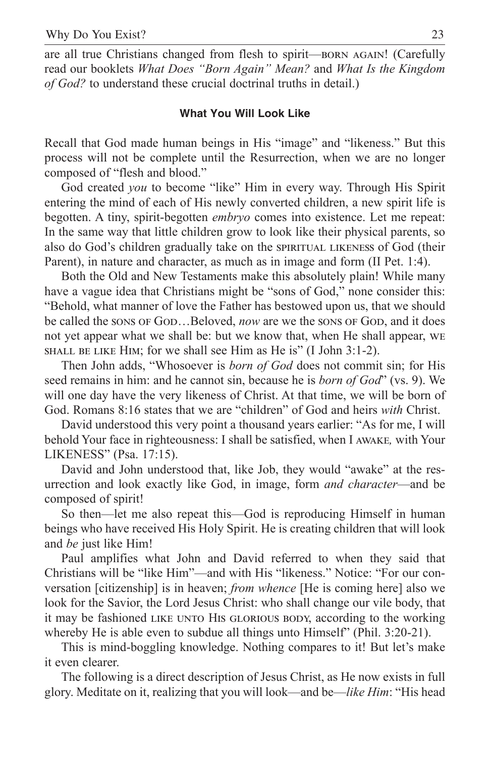are all true Christians changed from flesh to spirit—BORN AGAIN! (Carefully read our booklets *What Does "Born Again" Mean?* and *What Is the Kingdom of God?* to understand these crucial doctrinal truths in detail.)

### What You Will Look Like

Recall that God made human beings in His "image" and "likeness." But this process will not be complete until the Resurrection, when we are no longer composed of "flesh and blood."

God created *you* to become "like" Him in every way. Through His Spirit entering the mind of each of His newly converted children, a new spirit life is begotten. A tiny, spirit-begotten *embryo* comes into existence. Let me repeat: In the same way that little children grow to look like their physical parents, so also do God's children gradually take on the SPIRITUAL LIKENESS of God (their Parent), in nature and character, as much as in image and form (II Pet. 1:4).

Both the Old and New Testaments make this absolutely plain! While many have a vague idea that Christians might be "sons of God," none consider this: "Behold, what manner of love the Father has bestowed upon us, that we should be called the SONS OF GOD…Beloved, *now* are we the SONS OF GOD, and it does not yet appear what we shall be: but we know that, when He shall appear, WE SHALL BE LIKE HIM; for we shall see Him as He is" (I John 3:1-2).

Then John adds, "Whosoever is *born of God* does not commit sin; for His seed remains in him: and he cannot sin, because he is *born of God*" (vs. 9). We will one day have the very likeness of Christ. At that time, we will be born of God. Romans 8:16 states that we are "children" of God and heirs *with* Christ.

David understood this very point a thousand years earlier: "As for me, I will behold Your face in righteousness: I shall be satisfied, when I AWAKE, with Your LIKENESS" (Psa. 17:15).

David and John understood that, like Job, they would "awake" at the resurrection and look exactly like God, in image, form *and character*—and be composed of spirit!

So then—let me also repeat this—God is reproducing Himself in human beings who have received His Holy Spirit. He is creating children that will look and *be* just like Him!

Paul amplifies what John and David referred to when they said that Christians will be "like Him"—and with His "likeness." Notice: "For our conversation [citizenship] is in heaven; *from whence* [He is coming here] also we look for the Savior, the Lord Jesus Christ: who shall change our vile body, that it may be fashioned LIKE UNTO HIS GLORIOUS BODY, according to the working whereby He is able even to subdue all things unto Himself" (Phil. 3:20-21).

This is mind-boggling knowledge. Nothing compares to it! But let's make it even clearer.

The following is a direct description of Jesus Christ, as He now exists in full glory. Meditate on it, realizing that you will look—and be—*like Him*: "His head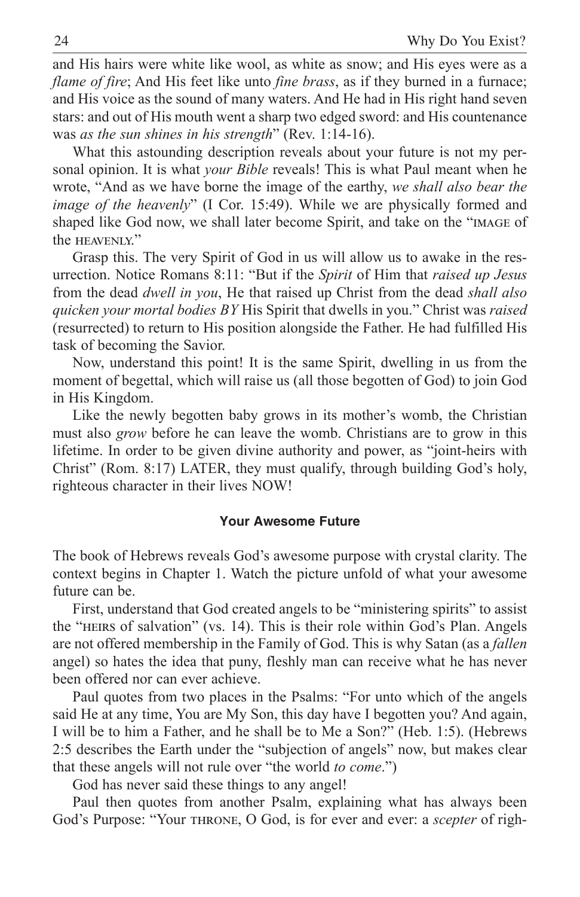and His hairs were white like wool, as white as snow; and His eyes were as a *flame of fire*; And His feet like unto *fine brass*, as if they burned in a furnace; and His voice as the sound of many waters. And He had in His right hand seven stars: and out of His mouth went a sharp two edged sword: and His countenance was *as the sun shines in his strength*" (Rev. 1:14-16).

What this astounding description reveals about your future is not my personal opinion. It is what *your Bible* reveals! This is what Paul meant when he wrote, "And as we have borne the image of the earthy, *we shall also bear the image of the heavenly*" (I Cor. 15:49). While we are physically formed and shaped like God now, we shall later become Spirit, and take on the "IMAGE of the HEAVENLY."

Grasp this. The very Spirit of God in us will allow us to awake in the resurrection. Notice Romans 8:11: "But if the *Spirit* of Him that *raised up Jesus* from the dead *dwell in you*, He that raised up Christ from the dead *shall also quicken your mortal bodies BY* His Spirit that dwells in you." Christ was *raised* (resurrected) to return to His position alongside the Father. He had fulfilled His task of becoming the Savior.

Now, understand this point! It is the same Spirit, dwelling in us from the moment of begettal, which will raise us (all those begotten of God) to join God in His Kingdom.

Like the newly begotten baby grows in its mother's womb, the Christian must also *grow* before he can leave the womb. Christians are to grow in this lifetime. In order to be given divine authority and power, as "joint-heirs with Christ" (Rom. 8:17) LATER, they must qualify, through building God's holy, righteous character in their lives NOW!

### Your Awesome Future

The book of Hebrews reveals God's awesome purpose with crystal clarity. The context begins in Chapter 1. Watch the picture unfold of what your awesome future can be.

First, understand that God created angels to be "ministering spirits" to assist the "HEIRS of salvation" (vs. 14). This is their role within God's Plan. Angels are not offered membership in the Family of God. This is why Satan (as a *fallen* angel) so hates the idea that puny, fleshly man can receive what he has never been offered nor can ever achieve.

Paul quotes from two places in the Psalms: "For unto which of the angels said He at any time, You are My Son, this day have I begotten you? And again, I will be to him a Father, and he shall be to Me a Son?" (Heb. 1:5). (Hebrews 2:5 describes the Earth under the "subjection of angels" now, but makes clear that these angels will not rule over "the world *to come*.")

God has never said these things to any angel!

Paul then quotes from another Psalm, explaining what has always been God's Purpose: "Your THRONE, O God, is for ever and ever: a *scepter* of righ-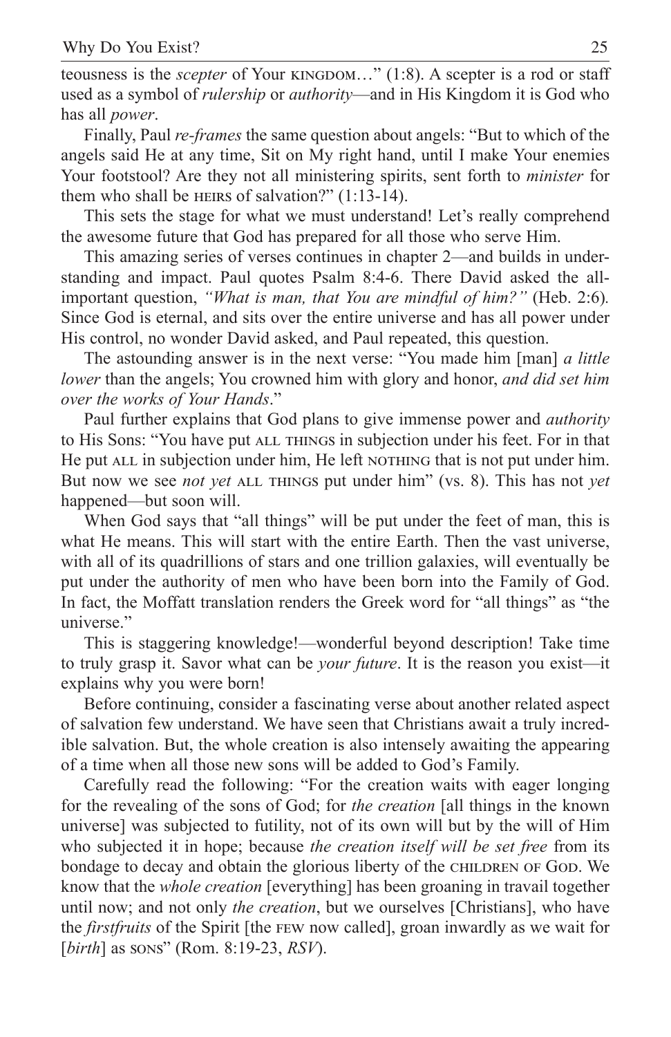teousness is the *scepter* of Your KINGDOM…" (1:8). A scepter is a rod or staff used as a symbol of *rulership* or *authority*—and in His Kingdom it is God who has all *power*.

Finally, Paul *re-frames* the same question about angels: "But to which of the angels said He at any time, Sit on My right hand, until I make Your enemies Your footstool? Are they not all ministering spirits, sent forth to *minister* for them who shall be HEIRS of salvation?" (1:13-14).

This sets the stage for what we must understand! Let's really comprehend the awesome future that God has prepared for all those who serve Him.

This amazing series of verses continues in chapter 2—and builds in understanding and impact. Paul quotes Psalm 8:4-6. There David asked the all-important question, *"What is man, that You are mindful of him?"* (Heb. 2:6). Since God is eternal, and sits over the entire universe and has all power under His control, no wonder David asked, and Paul repeated, this question.

The astounding answer is in the next verse: "You made him [man] *a little lower* than the angels; You crowned him with glory and honor, *and did set him over the works of Your Hands*."

Paul further explains that God plans to give immense power and *authority* to His Sons: "You have put ALL THINGS in subjection under his feet. For in that He put ALL in subjection under him, He left NOTHING that is not put under him. But now we see *not yet* ALL THINGS put under him" (vs. 8). This has not *yet* happened—but soon will.

When God says that "all things" will be put under the feet of man, this is what He means. This will start with the entire Earth. Then the vast universe, with all of its quadrillions of stars and one trillion galaxies, will eventually be put under the authority of men who have been born into the Family of God. In fact, the Moffatt translation renders the Greek word for "all things" as "the universe."

This is staggering knowledge!—wonderful beyond description! Take time to truly grasp it. Savor what can be *your future*. It is the reason you exist—it explains why you were born!

Before continuing, consider a fascinating verse about another related aspect of salvation few understand. We have seen that Christians await a truly incredible salvation. But, the whole creation is also intensely awaiting the appearing of a time when all those new sons will be added to God's Family.

Carefully read the following: "For the creation waits with eager longing for the revealing of the sons of God; for *the creation* [all things in the known universe] was subjected to futility, not of its own will but by the will of Him who subjected it in hope; because *the creation itself will be set free* from its bondage to decay and obtain the glorious liberty of the CHILDREN OF GOD. We know that the *whole creation* [everything] has been groaning in travail together until now; and not only *the creation*, but we ourselves [Christians], who have the *firstfruits* of the Spirit [the FEW now called], groan inwardly as we wait for [*birth*] as SONS" (Rom. 8:19-23, *RSV*).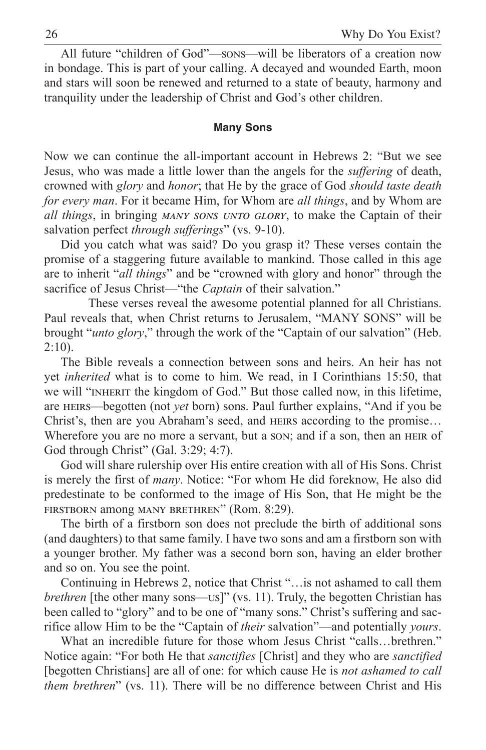All future “children of God”—SONS—will be liberators of a creation now in bondage. This is part of your calling. A decayed and wounded Earth, moon and stars will soon be renewed and returned to a state of beauty, harmony and tranquility under the leadership of Christ and God’s other children.

### Many Sons

Now we can continue the all-important account in Hebrews 2: “But we see Jesus, who was made a little lower than the angels for the *suffering* of death, crowned with *glory* and *honor*; that He by the grace of God *should taste death for every man*. For it became Him, for Whom are *all things*, and by Whom are *all things*, in bringing *MANY SONS UNTO GLORY*, to make the Captain of their salvation perfect *through sufferings*” (vs. 9-10).

Did you catch what was said? Do you grasp it? These verses contain the promise of a staggering future available to mankind. Those called in this age are to inherit “*all things*” and be “crowned with glory and honor” through the sacrifice of Jesus Christ—“the *Captain* of their salvation.”

These verses reveal the awesome potential planned for all Christians. Paul reveals that, when Christ returns to Jerusalem, “MANY SONS” will be brought “*unto glory*,” through the work of the “Captain of our salvation” (Heb. 2:10).

The Bible reveals a connection between sons and heirs. An heir has not yet *inherited* what is to come to him. We read, in I Corinthians 15:50, that we will “INHERIT the kingdom of God.” But those called now, in this lifetime, are HEIRS—begotten (not *yet* born) sons. Paul further explains, “And if you be Christ’s, then are you Abraham’s seed, and HEIRS according to the promise… Wherefore you are no more a servant, but a SON; and if a son, then an HEIR of God through Christ” (Gal. 3:29; 4:7).

God will share rulership over His entire creation with all of His Sons. Christ is merely the first of *many*. Notice: “For whom He did foreknow, He also did predestinate to be conformed to the image of His Son, that He might be the FIRSTBORN among MANY BRETHREN” (Rom. 8:29).

The birth of a firstborn son does not preclude the birth of additional sons (and daughters) to that same family. I have two sons and am a firstborn son with a younger brother. My father was a second born son, having an elder brother and so on. You see the point.

Continuing in Hebrews 2, notice that Christ “…is not ashamed to call them *brethren* [the other many sons—US]” (vs. 11). Truly, the begotten Christian has been called to “glory” and to be one of “many sons.” Christ’s suffering and sacrifice allow Him to be the “Captain of *their* salvation”—and potentially *yours*.

What an incredible future for those whom Jesus Christ “calls…brethren.” Notice again: “For both He that *sanctifies* [Christ] and they who are *sanctified* [begotten Christians] are all of one: for which cause He is *not ashamed to call them brethren*” (vs. 11). There will be no difference between Christ and His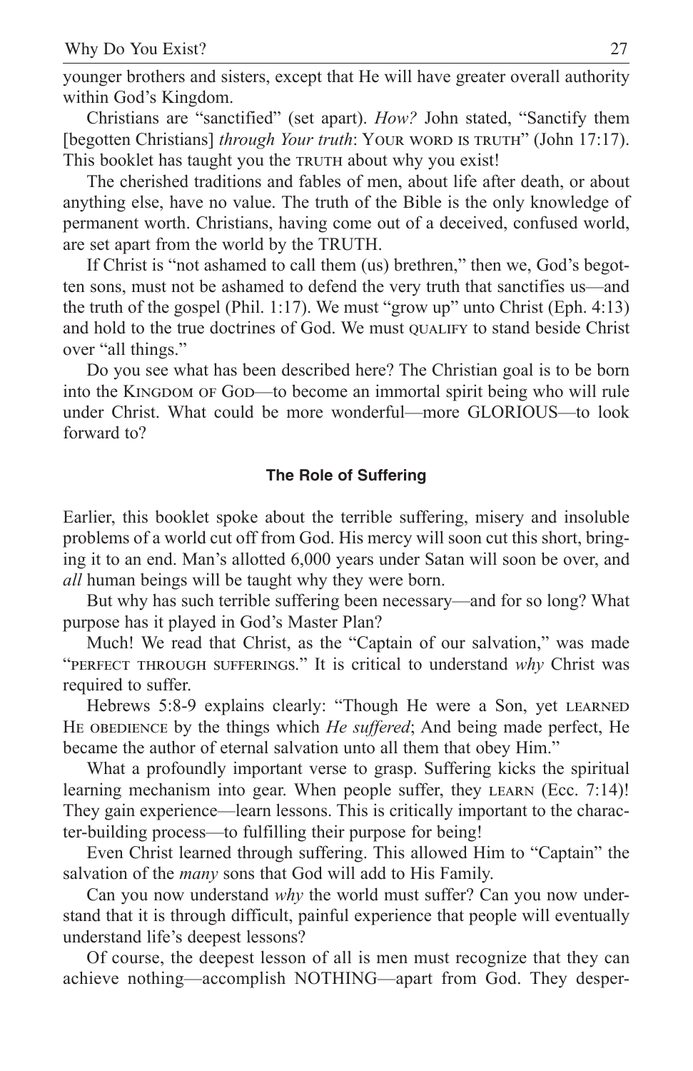younger brothers and sisters, except that He will have greater overall authority within God's Kingdom.

Christians are "sanctified" (set apart). *How?* John stated, "Sanctify them [begotten Christians] *through Your truth*: YOUR WORD IS TRUTH" (John 17:17). This booklet has taught you the TRUTH about why you exist!

The cherished traditions and fables of men, about life after death, or about anything else, have no value. The truth of the Bible is the only knowledge of permanent worth. Christians, having come out of a deceived, confused world, are set apart from the world by the TRUTH.

If Christ is "not ashamed to call them (us) brethren," then we, God's begotten sons, must not be ashamed to defend the very truth that sanctifies us—and the truth of the gospel (Phil. 1:17). We must "grow up" unto Christ (Eph. 4:13) and hold to the true doctrines of God. We must QUALIFY to stand beside Christ over "all things."

Do you see what has been described here? The Christian goal is to be born into the KINGDOM OF GOD—to become an immortal spirit being who will rule under Christ. What could be more wonderful—more GLORIOUS—to look forward to?

### The Role of Suffering

Earlier, this booklet spoke about the terrible suffering, misery and insoluble problems of a world cut off from God. His mercy will soon cut this short, bringing it to an end. Man's allotted 6,000 years under Satan will soon be over, and *all* human beings will be taught why they were born.

But why has such terrible suffering been necessary—and for so long? What purpose has it played in God's Master Plan?

Much! We read that Christ, as the "Captain of our salvation," was made "PERFECT THROUGH SUFFERINGS." It is critical to understand *why* Christ was required to suffer.

Hebrews 5:8-9 explains clearly: "Though He were a Son, yet LEARNED HE OBEDIENCE by the things which *He suffered*; And being made perfect, He became the author of eternal salvation unto all them that obey Him."

What a profoundly important verse to grasp. Suffering kicks the spiritual learning mechanism into gear. When people suffer, they LEARN (Ecc. 7:14)! They gain experience—learn lessons. This is critically important to the character-building process—to fulfilling their purpose for being!

Even Christ learned through suffering. This allowed Him to "Captain" the salvation of the *many* sons that God will add to His Family.

Can you now understand *why* the world must suffer? Can you now understand that it is through difficult, painful experience that people will eventually understand life's deepest lessons?

Of course, the deepest lesson of all is men must recognize that they can achieve nothing—accomplish NOTHING—apart from God. They desper-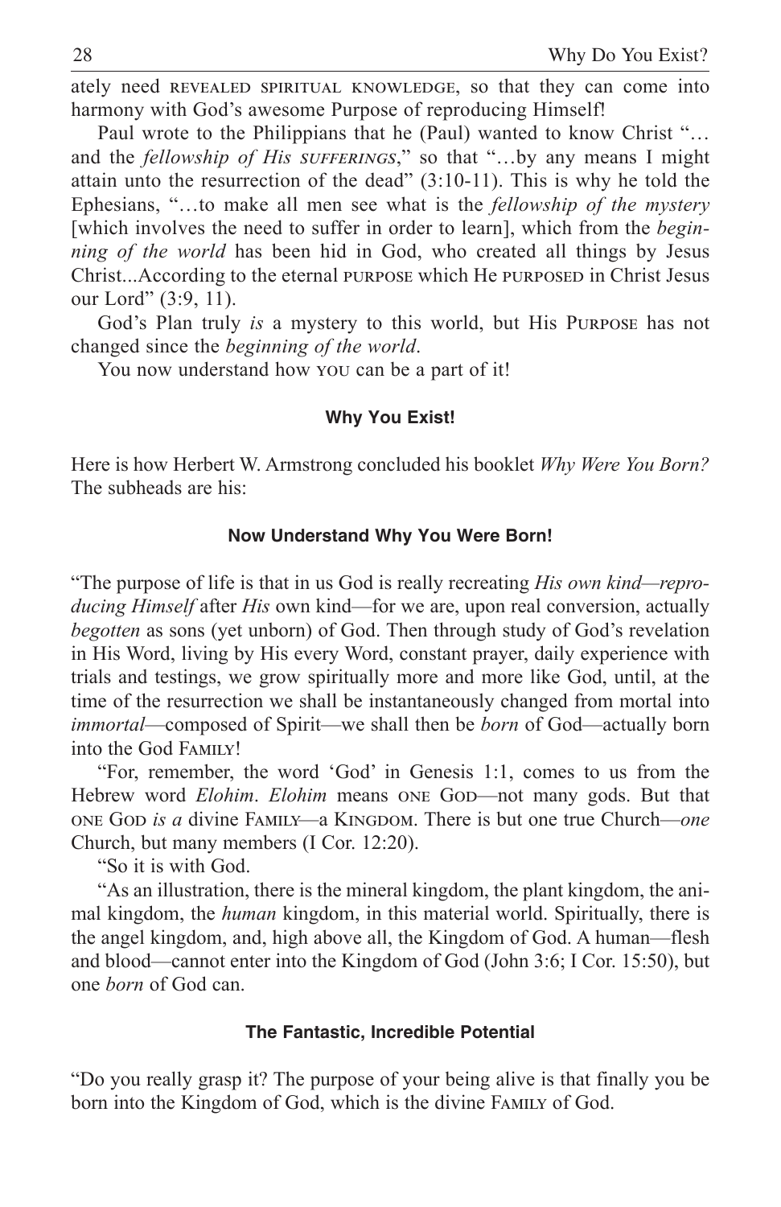ately need REVEALED SPIRITUAL KNOWLEDGE, so that they can come into harmony with God's awesome Purpose of reproducing Himself!

Paul wrote to the Philippians that he (Paul) wanted to know Christ "…and the *fellowship of His SUFFERINGS*," so that "…by any means I might attain unto the resurrection of the dead" (3:10-11). This is why he told the Ephesians, "…to make all men see what is the *fellowship of the mystery* [which involves the need to suffer in order to learn], which from the *beginning of the world* has been hid in God, who created all things by Jesus Christ...According to the eternal PURPOSE which He PURPOSED in Christ Jesus our Lord" (3:9, 11).

God's Plan truly *is* a mystery to this world, but His PURPOSE has not changed since the *beginning of the world*.

You now understand how YOU can be a part of it!

### Why You Exist!

Here is how Herbert W. Armstrong concluded his booklet *Why Were You Born?* The subheads are his:

### Now Understand Why You Were Born!

"The purpose of life is that in us God is really recreating *His own kind—reproducing Himself* after *His* own kind—for we are, upon real conversion, actually *begotten* as sons (yet unborn) of God. Then through study of God's revelation in His Word, living by His every Word, constant prayer, daily experience with trials and testings, we grow spiritually more and more like God, until, at the time of the resurrection we shall be instantaneously changed from mortal into *immortal*—composed of Spirit—we shall then be *born* of God—actually born into the God FAMILY!

"For, remember, the word 'God' in Genesis 1:1, comes to us from the Hebrew word *Elohim*. *Elohim* means ONE GOD—not many gods. But that ONE GOD *is a* divine FAMILY—a KINGDOM. There is but one true Church—*one* Church, but many members (I Cor. 12:20).

"So it is with God.

"As an illustration, there is the mineral kingdom, the plant kingdom, the animal kingdom, the *human* kingdom, in this material world. Spiritually, there is the angel kingdom, and, high above all, the Kingdom of God. A human—flesh and blood—cannot enter into the Kingdom of God (John 3:6; I Cor. 15:50), but one *born* of God can.

### The Fantastic, Incredible Potential

"Do you really grasp it? The purpose of your being alive is that finally you be born into the Kingdom of God, which is the divine FAMILY of God.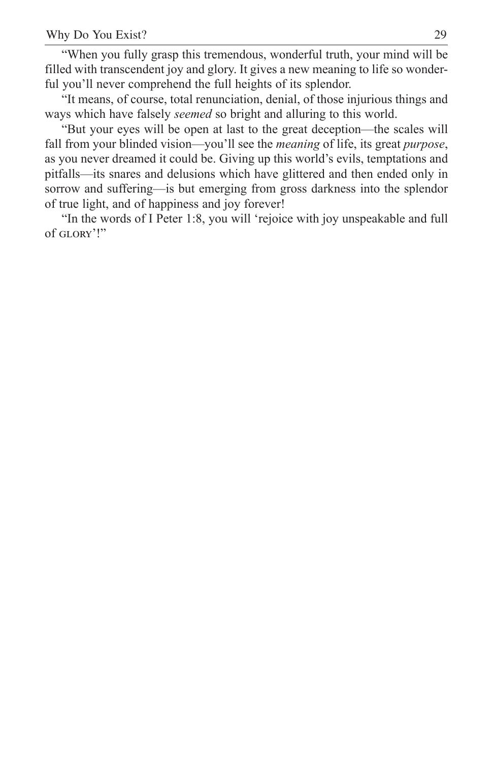"When you fully grasp this tremendous, wonderful truth, your mind will be filled with transcendent joy and glory. It gives a new meaning to life so wonderful you'll never comprehend the full heights of its splendor.

"It means, of course, total renunciation, denial, of those injurious things and ways which have falsely *seemed* so bright and alluring to this world.

"But your eyes will be open at last to the great deception—the scales will fall from your blinded vision—you'll see the *meaning* of life, its great *purpose*, as you never dreamed it could be. Giving up this world's evils, temptations and pitfalls—its snares and delusions which have glittered and then ended only in sorrow and suffering—is but emerging from gross darkness into the splendor of true light, and of happiness and joy forever!

"In the words of I Peter 1:8, you will 'rejoice with joy unspeakable and full of GLORY'!"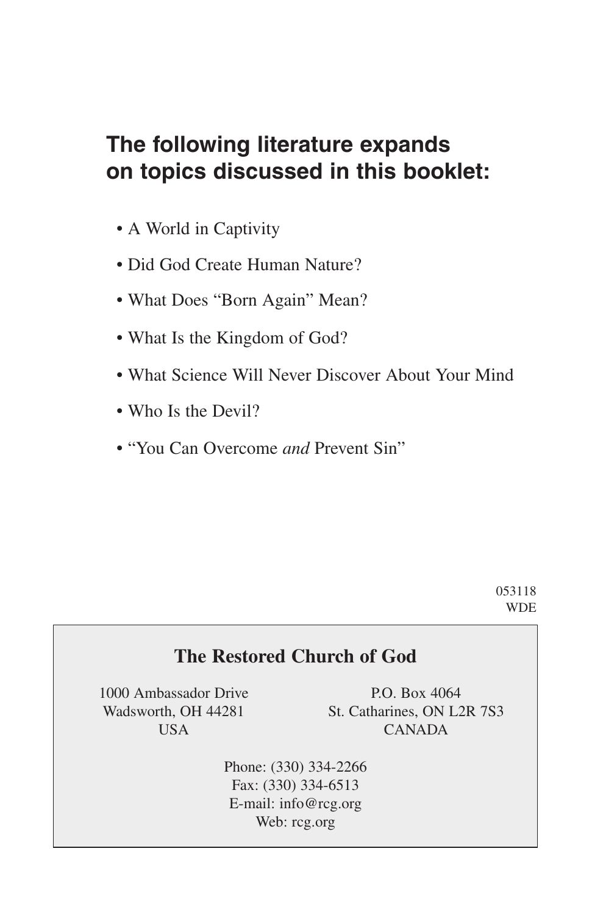## The following literature expands on topics discussed in this booklet:

- A World in Captivity
- Did God Create Human Nature?
- What Does "Born Again" Mean?
- What Is the Kingdom of God?
- What Science Will Never Discover About Your Mind
- Who Is the Devil?
- "You Can Overcome *and* Prevent Sin"

053118
WDE

**The Restored Church of God**

1000 Ambassador Drive
Wadsworth, OH 44281
USA

P.O. Box 4064
St. Catharines, ON L2R 7S3
CANADA

Phone: (330) 334-2266
Fax: (330) 334-6513
E-mail: info@rcg.org
Web: rcg.org